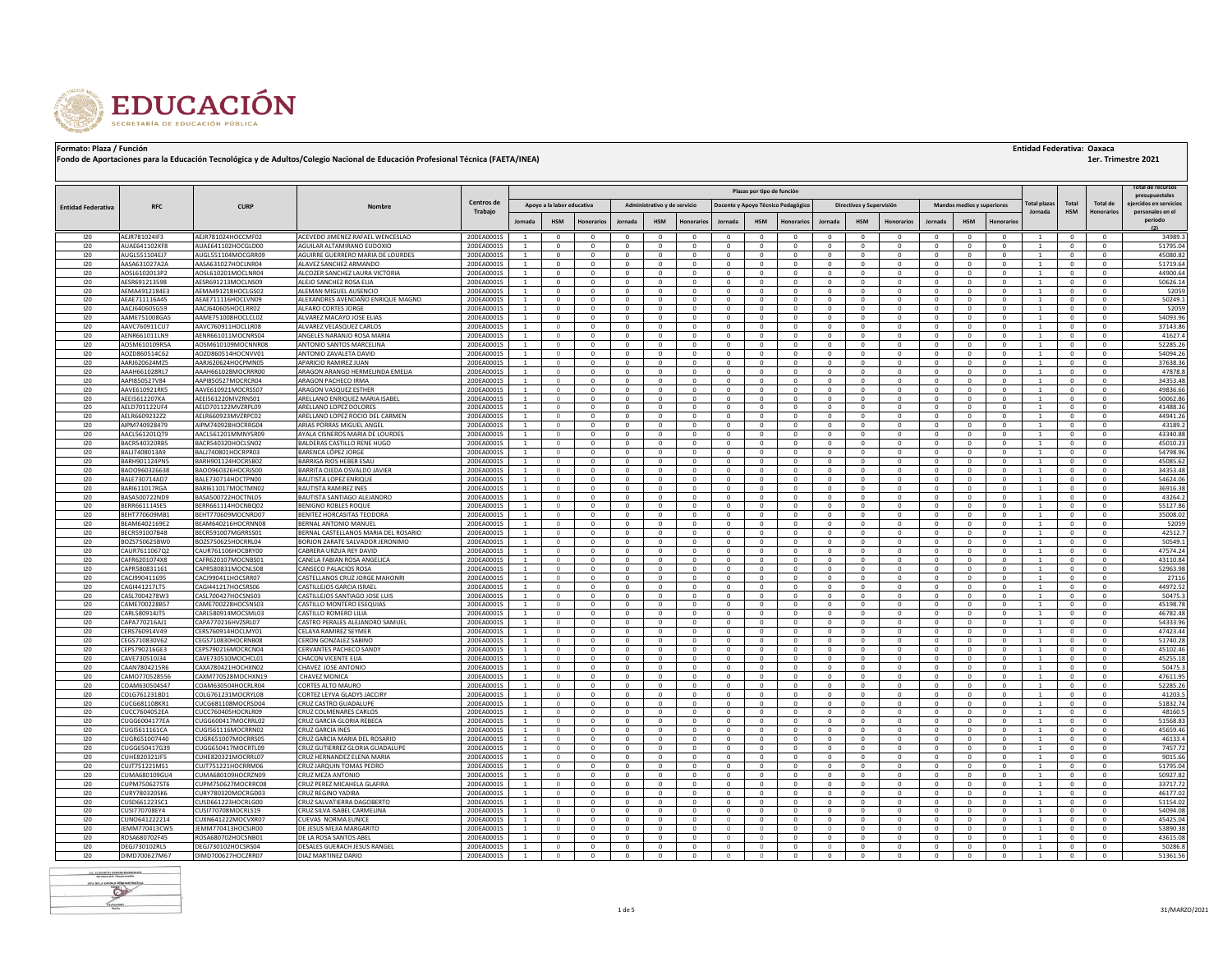**Formato: Plaza / Función**

**Entidad Federativa: Oaxaca**

**Fondo de Aportaciones para la Educación Tecnológica y de Adultos/Colegio Nacional de Educación Profesional Técnica (FAETA/INEA)**

**1er. Trimestre 2021**

| Entidad Federativa | RFC | CURP | Nombre | Centros de Trabajo | Plazas por tipo de función | | | | | | | | | | | | | | | Total plazas Jornada | Total HSM | Total de Honorarios | Total de recursos presupuestales ejercidos en servicios personales en el periodo (2) |
|---|---|---|---|---|---|---|---|---|---|---|---|---|---|---|---|---|---|---|---|---|---|---|---|
| | | | | | Apoyo a la labor educativa | | | Administrativo y de servicio | | | Docente y Apoyo Técnico Pedagógico | | | Directivos y Supervisión | | | Mandos medios y superiores | | | | | | |
| | | | | | Jornada | HSM | Honorarios | Jornada | HSM | Honorarios | Jornada | HSM | Honorarios | Jornada | HSM | Honorarios | Jornada | HSM | Honorarios | | | | |
| I20 | AEJR781024IF3 | AEJR781024HOCCMF02 | ACEVEDO JIMENEZ RAFAEL WENCESLAO | 20DEA0001S | 1 | 0 | 0 | 0 | 0 | 0 | 0 | 0 | 0 | 0 | 0 | 0 | 0 | 0 | 0 | 1 | 0 | 0 | 34989.3 |
| I20 | AUAE641102KF8 | AUAE641102HOCGLD00 | AGUILAR ALTAMIRANO EUDOXIO | 20DEA0001S | 1 | 0 | 0 | 0 | 0 | 0 | 0 | 0 | 0 | 0 | 0 | 0 | 0 | 0 | 0 | 1 | 0 | 0 | 51795.04 |
| I20 | AUGL551104EJ7 | AUGL551104MOCGRR09 | AGUIRRE GUERRERO MARIA DE LOURDES | 20DEA0001S | 1 | 0 | 0 | 0 | 0 | 0 | 0 | 0 | 0 | 0 | 0 | 0 | 0 | 0 | 0 | 1 | 0 | 0 | 45080.82 |
| I20 | AASA631027A2A | AASA631027HOCLNR04 | ALAVEZ SANCHEZ ARMANDO | 20DEA0001S | 1 | 0 | 0 | 0 | 0 | 0 | 0 | 0 | 0 | 0 | 0 | 0 | 0 | 0 | 0 | 1 | 0 | 0 | 51719.64 |
| I20 | AOSL6102013P2 | AOSL610201MOCLNR04 | ALCOZER SANCHEZ LAURA VICTORIA | 20DEA0001S | 1 | 0 | 0 | 0 | 0 | 0 | 0 | 0 | 0 | 0 | 0 | 0 | 0 | 0 | 0 | 1 | 0 | 0 | 44900.64 |
| I20 | AESR691213598 | AESR691213MOCLNS09 | ALEJO SANCHEZ ROSA ELIA | 20DEA0001S | 1 | 0 | 0 | 0 | 0 | 0 | 0 | 0 | 0 | 0 | 0 | 0 | 0 | 0 | 0 | 1 | 0 | 0 | 50626.14 |
| I20 | AEMA4912184E3 | AEMA491218HOCLGS02 | ALEMAN MIGUEL AUSENCIO | 20DEA0001S | 1 | 0 | 0 | 0 | 0 | 0 | 0 | 0 | 0 | 0 | 0 | 0 | 0 | 0 | 0 | 1 | 0 | 0 | 52059 |
| I20 | AEAE711116A45 | AEAE711116HOCLVN09 | ALEXANDRES AVENDAÑO ENRIQUE MAGNO | 20DEA0001S | 1 | 0 | 0 | 0 | 0 | 0 | 0 | 0 | 0 | 0 | 0 | 0 | 0 | 0 | 0 | 1 | 0 | 0 | 50249.1 |
| I20 | AACJ640605G59 | AACJ640605HOCLRR02 | ALFARO CORTES JORGE | 20DEA0001S | 1 | 0 | 0 | 0 | 0 | 0 | 0 | 0 | 0 | 0 | 0 | 0 | 0 | 0 | 0 | 1 | 0 | 0 | 52059 |
| I20 | AAME751008GA5 | AAME751008HOCLCL02 | ALVAREZ MACAYO JOSE ELIAS | 20DEA0001S | 1 | 0 | 0 | 0 | 0 | 0 | 0 | 0 | 0 | 0 | 0 | 0 | 0 | 0 | 0 | 1 | 0 | 0 | 54093.96 |
| I20 | AAVC760911CU7 | AAVC760911HOCLLR08 | ALVAREZ VELASQUEZ CARLOS | 20DEA0001S | 1 | 0 | 0 | 0 | 0 | 0 | 0 | 0 | 0 | 0 | 0 | 0 | 0 | 0 | 0 | 1 | 0 | 0 | 37143.86 |
| I20 | AENR661011LN9 | AENR661011MOCNRS04 | ANGELES NARANJO ROSA MARIA | 20DEA0001S | 1 | 0 | 0 | 0 | 0 | 0 | 0 | 0 | 0 | 0 | 0 | 0 | 0 | 0 | 0 | 1 | 0 | 0 | 41627.4 |
| I20 | AOSM610109R5A | AOSM610109MOCNNR08 | ANTONIO SANTOS MARCELINA | 20DEA0001S | 1 | 0 | 0 | 0 | 0 | 0 | 0 | 0 | 0 | 0 | 0 | 0 | 0 | 0 | 0 | 1 | 0 | 0 | 52285.26 |
| I20 | AOZD860514C62 | AOZD860514HOCNVV01 | ANTONIO ZAVALETA DAVID | 20DEA0001S | 1 | 0 | 0 | 0 | 0 | 0 | 0 | 0 | 0 | 0 | 0 | 0 | 0 | 0 | 0 | 1 | 0 | 0 | 54094.26 |
| I20 | AARJ620624MZ5 | AARJ620624HOCPMN05 | APARICIO RAMIREZ JUAN | 20DEA0001S | 1 | 0 | 0 | 0 | 0 | 0 | 0 | 0 | 0 | 0 | 0 | 0 | 0 | 0 | 0 | 1 | 0 | 0 | 37638.36 |
| I20 | AAAH661028RL7 | AAAH661028MOCRRR00 | ARAGON ARANGO HERMELINDA EMELIA | 20DEA0001S | 1 | 0 | 0 | 0 | 0 | 0 | 0 | 0 | 0 | 0 | 0 | 0 | 0 | 0 | 0 | 1 | 0 | 0 | 47878.8 |
| I20 | AAPI850527V84 | AAPI850527MOCRCR04 | ARAGON PACHECO IRMA | 20DEA0001S | 1 | 0 | 0 | 0 | 0 | 0 | 0 | 0 | 0 | 0 | 0 | 0 | 0 | 0 | 0 | 1 | 0 | 0 | 34353.48 |
| I20 | AAVE610921RK5 | AAVE610921MOCRSS07 | ARAGON VASQUEZ ESTHER | 20DEA0001S | 1 | 0 | 0 | 0 | 0 | 0 | 0 | 0 | 0 | 0 | 0 | 0 | 0 | 0 | 0 | 1 | 0 | 0 | 49836.66 |
| I20 | AEEI5612207KA | AEEI561220MVZRNS01 | ARELLANO ENRIQUEZ MARIA ISABEL | 20DEA0001S | 1 | 0 | 0 | 0 | 0 | 0 | 0 | 0 | 0 | 0 | 0 | 0 | 0 | 0 | 0 | 1 | 0 | 0 | 50062.86 |
| I20 | AELD701122UF4 | AELD701122MVZRPL09 | ARELLANO LOPEZ DOLORES | 20DEA0001S | 1 | 0 | 0 | 0 | 0 | 0 | 0 | 0 | 0 | 0 | 0 | 0 | 0 | 0 | 0 | 1 | 0 | 0 | 41488.36 |
| I20 | AELR6609232Z2 | AELR660923MVZRPC02 | ARELLANO LOPEZ ROCIO DEL CARMEN | 20DEA0001S | 1 | 0 | 0 | 0 | 0 | 0 | 0 | 0 | 0 | 0 | 0 | 0 | 0 | 0 | 0 | 1 | 0 | 0 | 44941.26 |
| I20 | AIPM740928479 | AIPM740928HOCRRG04 | ARIAS PORRAS MIGUEL ANGEL | 20DEA0001S | 1 | 0 | 0 | 0 | 0 | 0 | 0 | 0 | 0 | 0 | 0 | 0 | 0 | 0 | 0 | 1 | 0 | 0 | 43189.2 |
| I20 | AACL561201QT9 | AACL561201MMNYSR09 | AYALA CISNEROS MARIA DE LOURDES | 20DEA0001S | 1 | 0 | 0 | 0 | 0 | 0 | 0 | 0 | 0 | 0 | 0 | 0 | 0 | 0 | 0 | 1 | 0 | 0 | 43340.88 |
| I20 | BACR540320RB5 | BACR540320HOCLSN02 | BALDERAS CASTILLO RENE HUGO | 20DEA0001S | 1 | 0 | 0 | 0 | 0 | 0 | 0 | 0 | 0 | 0 | 0 | 0 | 0 | 0 | 0 | 1 | 0 | 0 | 45010.23 |
| I20 | BALJ7408013A9 | BALJ740801HOCRPR03 | BARENCA LÓPEZ JORGE | 20DEA0001S | 1 | 0 | 0 | 0 | 0 | 0 | 0 | 0 | 0 | 0 | 0 | 0 | 0 | 0 | 0 | 1 | 0 | 0 | 54798.96 |
| I20 | BARH901124PN5 | BARH901124HOCRSB02 | BARRIGA RIOS HEBER ESAU | 20DEA0001S | 1 | 0 | 0 | 0 | 0 | 0 | 0 | 0 | 0 | 0 | 0 | 0 | 0 | 0 | 0 | 1 | 0 | 0 | 45085.62 |
| I20 | BAOO960326638 | BAOO960326HOCRJS00 | BARRITA OJEDA OSVALDO JAVIER | 20DEA0001S | 1 | 0 | 0 | 0 | 0 | 0 | 0 | 0 | 0 | 0 | 0 | 0 | 0 | 0 | 0 | 1 | 0 | 0 | 34353.48 |
| I20 | BALE730714AD7 | BALE730714HOCTPN00 | BAUTISTA LOPEZ ENRIQUE | 20DEA0001S | 1 | 0 | 0 | 0 | 0 | 0 | 0 | 0 | 0 | 0 | 0 | 0 | 0 | 0 | 0 | 1 | 0 | 0 | 54624.06 |
| I20 | BARI611017RGA | BARI611017MOCTMN02 | BAUTISTA RAMIREZ INES | 20DEA0001S | 1 | 0 | 0 | 0 | 0 | 0 | 0 | 0 | 0 | 0 | 0 | 0 | 0 | 0 | 0 | 1 | 0 | 0 | 36916.38 |
| I20 | BASA500722ND9 | BASA500722HOCTNL05 | BAUTISTA SANTIAGO ALEJANDRO | 20DEA0001S | 1 | 0 | 0 | 0 | 0 | 0 | 0 | 0 | 0 | 0 | 0 | 0 | 0 | 0 | 0 | 1 | 0 | 0 | 43264.2 |
| I20 | BERR661114SE5 | BERR661114HOCNBQ02 | BENIGNO ROBLES ROQUE | 20DEA0001S | 1 | 0 | 0 | 0 | 0 | 0 | 0 | 0 | 0 | 0 | 0 | 0 | 0 | 0 | 0 | 1 | 0 | 0 | 55127.86 |
| I20 | BEHT770609MB1 | BEHT770609MOCNRD07 | BENITEZ HORCASITAS TEODORA | 20DEA0001S | 1 | 0 | 0 | 0 | 0 | 0 | 0 | 0 | 0 | 0 | 0 | 0 | 0 | 0 | 0 | 1 | 0 | 0 | 35008.02 |
| I20 | BEAM6402169E2 | BEAM640216HOCRNN08 | BERNAL ANTONIO MANUEL | 20DEA0001S | 1 | 0 | 0 | 0 | 0 | 0 | 0 | 0 | 0 | 0 | 0 | 0 | 0 | 0 | 0 | 1 | 0 | 0 | 52059 |
| I20 | BECR591007B48 | BECR591007MGRRSS01 | BERNAL CASTELLANOS MARIA DEL ROSARIO | 20DEA0001S | 1 | 0 | 0 | 0 | 0 | 0 | 0 | 0 | 0 | 0 | 0 | 0 | 0 | 0 | 0 | 1 | 0 | 0 | 42512.7 |
| I20 | BOZS750625BW0 | BOZS750625HOCRRL04 | BORJON ZARATE SALVADOR JERONIMO | 20DEA0001S | 1 | 0 | 0 | 0 | 0 | 0 | 0 | 0 | 0 | 0 | 0 | 0 | 0 | 0 | 0 | 1 | 0 | 0 | 50549.1 |
| I20 | CAUR7611067Q2 | CAUR761106HOCBRY00 | CABRERA URZUA REY DAVID | 20DEA0001S | 1 | 0 | 0 | 0 | 0 | 0 | 0 | 0 | 0 | 0 | 0 | 0 | 0 | 0 | 0 | 1 | 0 | 0 | 47574.24 |
| I20 | CAFR6201074X8 | CAFR620107MOCNBS01 | CANELA FABIAN ROSA ANGELICA | 20DEA0001S | 1 | 0 | 0 | 0 | 0 | 0 | 0 | 0 | 0 | 0 | 0 | 0 | 0 | 0 | 0 | 1 | 0 | 0 | 43110.84 |
| I20 | CAPR580831161 | CAPR580831MOCNLS08 | CANSECO PALACIOS ROSA | 20DEA0001S | 1 | 0 | 0 | 0 | 0 | 0 | 0 | 0 | 0 | 0 | 0 | 0 | 0 | 0 | 0 | 1 | 0 | 0 | 52963.98 |
| I20 | CACJ990411695 | CACJ990411HOCSRR07 | CASTELLANOS CRUZ JORGE MAHONRI | 20DEA0001S | 1 | 0 | 0 | 0 | 0 | 0 | 0 | 0 | 0 | 0 | 0 | 0 | 0 | 0 | 0 | 1 | 0 | 0 | 27116 |
| I20 | CAGI441217LT5 | CAGI441217HOCSRS06 | CASTILLEJOS GARCIA ISRAEL | 20DEA0001S | 1 | 0 | 0 | 0 | 0 | 0 | 0 | 0 | 0 | 0 | 0 | 0 | 0 | 0 | 0 | 1 | 0 | 0 | 44972.52 |
| I20 | CASL700427BW3 | CASL700427HOCSNS03 | CASTILLEJOS SANTIAGO JOSE LUIS | 20DEA0001S | 1 | 0 | 0 | 0 | 0 | 0 | 0 | 0 | 0 | 0 | 0 | 0 | 0 | 0 | 0 | 1 | 0 | 0 | 50475.3 |
| I20 | CAME700228B57 | CAME700228HOCSNS03 | CASTILLO MONTERO ESEQUIAS | 20DEA0001S | 1 | 0 | 0 | 0 | 0 | 0 | 0 | 0 | 0 | 0 | 0 | 0 | 0 | 0 | 0 | 1 | 0 | 0 | 45198.78 |
| I20 | CARL580914JT5 | CARL580914MOCSML03 | CASTILLO ROMERO LILIA | 20DEA0001S | 1 | 0 | 0 | 0 | 0 | 0 | 0 | 0 | 0 | 0 | 0 | 0 | 0 | 0 | 0 | 1 | 0 | 0 | 46782.48 |
| I20 | CAPA770216AJ1 | CAPA770216HVZSRL07 | CASTRO PERALES ALEJANDRO SAMUEL | 20DEA0001S | 1 | 0 | 0 | 0 | 0 | 0 | 0 | 0 | 0 | 0 | 0 | 0 | 0 | 0 | 0 | 1 | 0 | 0 | 54333.96 |
| I20 | CERS760914V49 | CERS760914HOCLMY01 | CELAYA RAMIREZ SEYMER | 20DEA0001S | 1 | 0 | 0 | 0 | 0 | 0 | 0 | 0 | 0 | 0 | 0 | 0 | 0 | 0 | 0 | 1 | 0 | 0 | 47423.44 |
| I20 | CEGS710830V62 | CEGS710830HOCRNB08 | CERON GONZALEZ SABINO | 20DEA0001S | 1 | 0 | 0 | 0 | 0 | 0 | 0 | 0 | 0 | 0 | 0 | 0 | 0 | 0 | 0 | 1 | 0 | 0 | 51740.28 |
| I20 | CEPS790216GE3 | CEPS790216MOCRCN04 | CERVANTES PACHECO SANDY | 20DEA0001S | 1 | 0 | 0 | 0 | 0 | 0 | 0 | 0 | 0 | 0 | 0 | 0 | 0 | 0 | 0 | 1 | 0 | 0 | 45102.46 |
| I20 | CAVE730510J34 | CAVE730510MOCHCL01 | CHACON VICENTE ELIA | 20DEA0001S | 1 | 0 | 0 | 0 | 0 | 0 | 0 | 0 | 0 | 0 | 0 | 0 | 0 | 0 | 0 | 1 | 0 | 0 | 45255.18 |
| I20 | CAAN7804215R6 | CAXA780421HOCHXN02 | CHAVEZ JOSE ANTONIO | 20DEA0001S | 1 | 0 | 0 | 0 | 0 | 0 | 0 | 0 | 0 | 0 | 0 | 0 | 0 | 0 | 0 | 1 | 0 | 0 | 50475.3 |
| I20 | CAMO770528556 | CAXM770528MOCHXN19 | CHAVEZ MONICA | 20DEA0001S | 1 | 0 | 0 | 0 | 0 | 0 | 0 | 0 | 0 | 0 | 0 | 0 | 0 | 0 | 0 | 1 | 0 | 0 | 47611.95 |
| I20 | COAM630504S47 | COAM630504HOCRLR04 | CORTES ALTO MAURO | 20DEA0001S | 1 | 0 | 0 | 0 | 0 | 0 | 0 | 0 | 0 | 0 | 0 | 0 | 0 | 0 | 0 | 1 | 0 | 0 | 52285.26 |
| I20 | COLG761231BD1 | COLG761231MOCRYL08 | CORTEZ LEYVA GLADYS JACCIRY | 20DEA0001S | 1 | 0 | 0 | 0 | 0 | 0 | 0 | 0 | 0 | 0 | 0 | 0 | 0 | 0 | 0 | 1 | 0 | 0 | 41203.5 |
| I20 | CUCG681108KR1 | CUCG681108MOCRSD04 | CRUZ CASTRO GUADALUPE | 20DEA0001S | 1 | 0 | 0 | 0 | 0 | 0 | 0 | 0 | 0 | 0 | 0 | 0 | 0 | 0 | 0 | 1 | 0 | 0 | 51832.74 |
| I20 | CUCC7604052EA | CUCC760405HOCRLR09 | CRUZ COLMENARES CARLOS | 20DEA0001S | 1 | 0 | 0 | 0 | 0 | 0 | 0 | 0 | 0 | 0 | 0 | 0 | 0 | 0 | 0 | 1 | 0 | 0 | 48160.5 |
| I20 | CUGG6004177EA | CUGG600417MOCRRL02 | CRUZ GARCIA GLORIA REBECA | 20DEA0001S | 1 | 0 | 0 | 0 | 0 | 0 | 0 | 0 | 0 | 0 | 0 | 0 | 0 | 0 | 0 | 1 | 0 | 0 | 51568.83 |
| I20 | CUGI5611161CA | CUGI561116MOCRRN02 | CRUZ GARCIA INES | 20DEA0001S | 1 | 0 | 0 | 0 | 0 | 0 | 0 | 0 | 0 | 0 | 0 | 0 | 0 | 0 | 0 | 1 | 0 | 0 | 45659.46 |
| I20 | CUGR651007440 | CUGR651007MOCRRS05 | CRUZ GARCIA MARIA DEL ROSARIO | 20DEA0001S | 1 | 0 | 0 | 0 | 0 | 0 | 0 | 0 | 0 | 0 | 0 | 0 | 0 | 0 | 0 | 1 | 0 | 0 | 46133.4 |
| I20 | CUGG650417G39 | CUGG650417MOCRTL09 | CRUZ GUTIERREZ GLORIA GUADALUPE | 20DEA0001S | 1 | 0 | 0 | 0 | 0 | 0 | 0 | 0 | 0 | 0 | 0 | 0 | 0 | 0 | 0 | 1 | 0 | 0 | 7457.72 |
| I20 | CUHE820321JF5 | CUHE820321MOCRRL07 | CRUZ HERNANDEZ ELENA MARIA | 20DEA0001S | 1 | 0 | 0 | 0 | 0 | 0 | 0 | 0 | 0 | 0 | 0 | 0 | 0 | 0 | 0 | 1 | 0 | 0 | 9015.66 |
| I20 | CUJT751221MS1 | CUJT751221HOCRRM06 | CRUZ JARQUIN TOMAS PEDRO | 20DEA0001S | 1 | 0 | 0 | 0 | 0 | 0 | 0 | 0 | 0 | 0 | 0 | 0 | 0 | 0 | 0 | 1 | 0 | 0 | 51795.04 |
| I20 | CUMA680109GU4 | CUMA680109HOCRZN09 | CRUZ MEZA ANTONIO | 20DEA0001S | 1 | 0 | 0 | 0 | 0 | 0 | 0 | 0 | 0 | 0 | 0 | 0 | 0 | 0 | 0 | 1 | 0 | 0 | 50927.82 |
| I20 | CUPM750627ST6 | CUPM750627MOCRRC08 | CRUZ PEREZ MICAHELA GLAFIRA | 20DEA0001S | 1 | 0 | 0 | 0 | 0 | 0 | 0 | 0 | 0 | 0 | 0 | 0 | 0 | 0 | 0 | 1 | 0 | 0 | 33717.72 |
| I20 | CURY780320SK6 | CURY780320MOCRGD03 | CRUZ REGINO YADIRA | 20DEA0001S | 1 | 0 | 0 | 0 | 0 | 0 | 0 | 0 | 0 | 0 | 0 | 0 | 0 | 0 | 0 | 1 | 0 | 0 | 46177.02 |
| I20 | CUSD661223SC1 | CUSD661223HOCRLG00 | CRUZ SALVATIERRA DAGOBERTO | 20DEA0001S | 1 | 0 | 0 | 0 | 0 | 0 | 0 | 0 | 0 | 0 | 0 | 0 | 0 | 0 | 0 | 1 | 0 | 0 | 51154.02 |
| I20 | CUSI770708EY4 | CUSI770708MOCRLS19 | CRUZ SILVA ISABEL CARMELINA | 20DEA0001S | 1 | 0 | 0 | 0 | 0 | 0 | 0 | 0 | 0 | 0 | 0 | 0 | 0 | 0 | 0 | 1 | 0 | 0 | 54094.08 |
| I20 | CUNO641222214 | CUXN641222MOCVXR07 | CUEVAS NORMA EUNICE | 20DEA0001S | 1 | 0 | 0 | 0 | 0 | 0 | 0 | 0 | 0 | 0 | 0 | 0 | 0 | 0 | 0 | 1 | 0 | 0 | 45425.04 |
| I20 | JEMM770413CW5 | JEMM770413HOCSJR00 | DE JESUS MEJIA MARGARITO | 20DEA0001S | 1 | 0 | 0 | 0 | 0 | 0 | 0 | 0 | 0 | 0 | 0 | 0 | 0 | 0 | 0 | 1 | 0 | 0 | 53890.38 |
| I20 | ROSA680702F45 | ROSA680702HOCSNB01 | DE LA ROSA SANTOS ABEL | 20DEA0001S | 1 | 0 | 0 | 0 | 0 | 0 | 0 | 0 | 0 | 0 | 0 | 0 | 0 | 0 | 0 | 1 | 0 | 0 | 43615.08 |
| I20 | DEGJ730102RL5 | DEGJ730102HOCSRS04 | DESALES GUERACH JESUS RANGEL | 20DEA0001S | 1 | 0 | 0 | 0 | 0 | 0 | 0 | 0 | 0 | 0 | 0 | 0 | 0 | 0 | 0 | 1 | 0 | 0 | 50286.8 |
| I20 | DIMD700627M67 | DIMD700627HOCZRR07 | DIAZ MARTINEZ DARIO | 20DEA0001S | 1 | 0 | 0 | 0 | 0 | 0 | 0 | 0 | 0 | 0 | 0 | 0 | 0 | 0 | 0 | 1 | 0 | 0 | 51361.56 |

31/MARZO/2021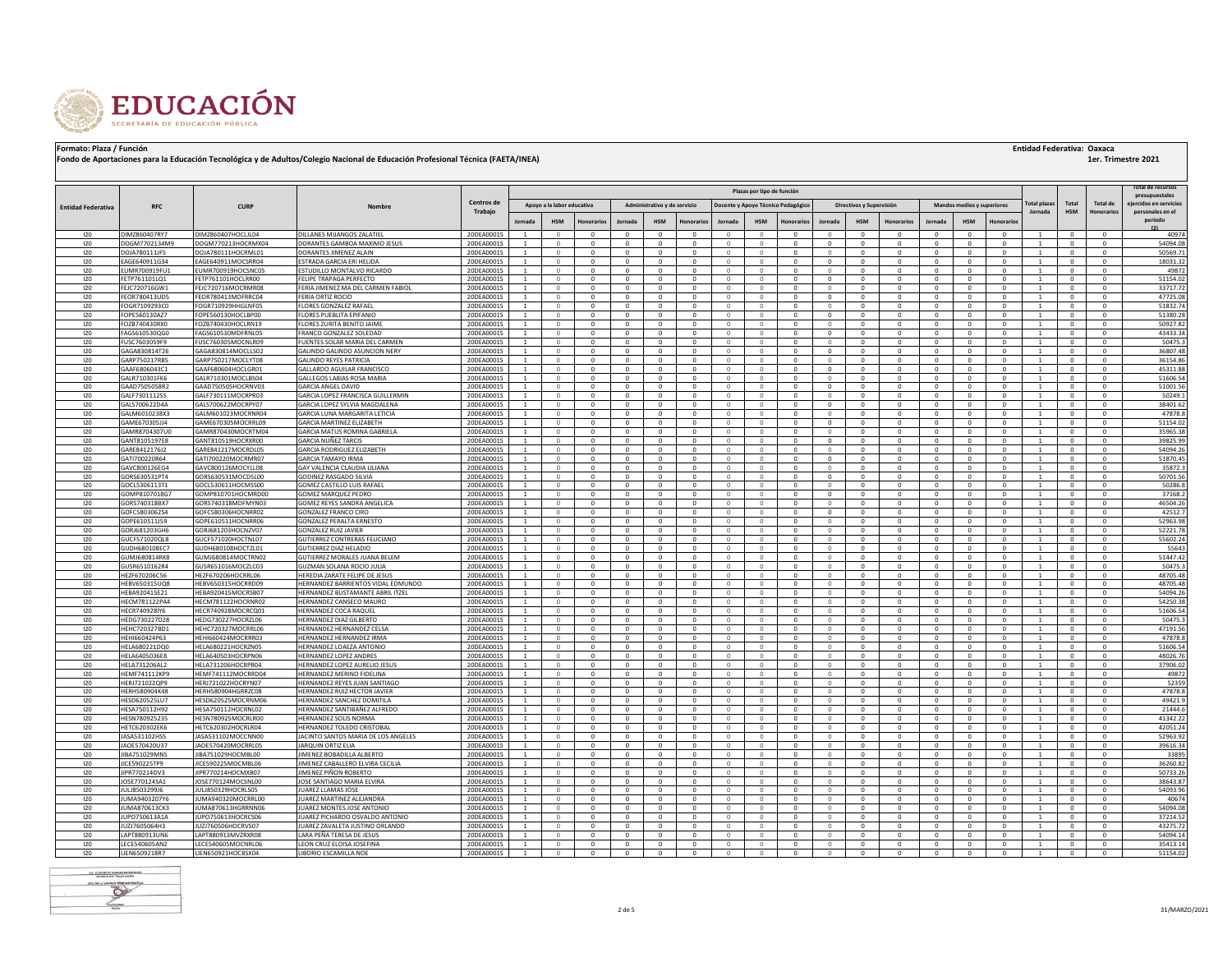**Formato: Plaza / Función**

**Fondo de Aportaciones para la Educación Tecnológica y de Adultos/Colegio Nacional de Educación Profesional Técnica (FAETA/INEA)**

**Entidad Federativa: Oaxaca**

**1er. Trimestre 2021**

| Entidad Federativa | RFC | CURP | Nombre | Centros de Trabajo | Plazas por tipo de función | | | | | | | | | | | | | | | Total plazas Jornada | Total HSM | Total de Honorarios | Total de recursos presupuestales ejercidos en servicios personales en el periodo (2) |
|---|---|---|---|---|---|---|---|---|---|---|---|---|---|---|---|---|---|---|---|---|---|---|---|
| | | | | | Apoyo a la labor educativa | | | Administrativo y de servicio | | | Docente y Apoyo Técnico Pedagógico | | | Directivos y Supervisión | | | Mandos medios y superiores | | | | | | |
| | | | | | Jornada | HSM | Honorarios | Jornada | HSM | Honorarios | Jornada | HSM | Honorarios | Jornada | HSM | Honorarios | Jornada | HSM | Honorarios | | | | |
| I20 | DIMZ860407RY7 | DIMZ860407HOCLJL04 | DILLANES MIJANGOS ZALATIEL | 20DEA0001S | 1 | 0 | 0 | 0 | 0 | 0 | 0 | 0 | 0 | 0 | 0 | 0 | 0 | 0 | 0 | 1 | 0 | 0 | 40974 |
| I20 | DOGM7702134M9 | DOGM770213HOCRMX04 | DORANTES GAMBOA MAXIMO JESUS | 20DEA0001S | 1 | 0 | 0 | 0 | 0 | 0 | 0 | 0 | 0 | 0 | 0 | 0 | 0 | 0 | 0 | 1 | 0 | 0 | 54094.08 |
| I20 | DOJA780111JF5 | DOJA780111HOCRML01 | DORANTES JIMENEZ ALAIN | 20DEA0001S | 1 | 0 | 0 | 0 | 0 | 0 | 0 | 0 | 0 | 0 | 0 | 0 | 0 | 0 | 0 | 1 | 0 | 0 | 50569.71 |
| I20 | EAGE640911G34 | EAGE640911MOCSRR04 | ESTRADA GARCIA ERI HELIDA | 20DEA0001S | 1 | 0 | 0 | 0 | 0 | 0 | 0 | 0 | 0 | 0 | 0 | 0 | 0 | 0 | 0 | 1 | 0 | 0 | 18031.32 |
| I20 | EUMR700919FU1 | EUMR700919HOCSNC05 | ESTUDILLO MONTALVO RICARDO | 20DEA0001S | 1 | 0 | 0 | 0 | 0 | 0 | 0 | 0 | 0 | 0 | 0 | 0 | 0 | 0 | 0 | 1 | 0 | 0 | 49872 |
| I20 | FETP761101LQ1 | FETP761101HOCLRR00 | FELIPE TRAPAGA PERFECTO | 20DEA0001S | 1 | 0 | 0 | 0 | 0 | 0 | 0 | 0 | 0 | 0 | 0 | 0 | 0 | 0 | 0 | 1 | 0 | 0 | 51154.02 |
| I20 | FEJC720716GW1 | FEJC720716MOCRMR08 | FERIA JIMENEZ MA DEL CARMEN FABIOL | 20DEA0001S | 1 | 0 | 0 | 0 | 0 | 0 | 0 | 0 | 0 | 0 | 0 | 0 | 0 | 0 | 0 | 1 | 0 | 0 | 33717.72 |
| I20 | FEOR780413UD5 | FEOR780413MDFRRC04 | FERIA ORTIZ ROCIO | 20DEA0001S | 1 | 0 | 0 | 0 | 0 | 0 | 0 | 0 | 0 | 0 | 0 | 0 | 0 | 0 | 0 | 1 | 0 | 0 | 47725.08 |
| I20 | FOGR7109293C0 | FOGR710929HHGLNF05 | FLORES GONZALEZ RAFAEL | 20DEA0001S | 1 | 0 | 0 | 0 | 0 | 0 | 0 | 0 | 0 | 0 | 0 | 0 | 0 | 0 | 0 | 1 | 0 | 0 | 51832.74 |
| I20 | FOPE560130AZ7 | FOPE560130HOCLBP00 | FLORES PUEBLITA EPIFANIO | 20DEA0001S | 1 | 0 | 0 | 0 | 0 | 0 | 0 | 0 | 0 | 0 | 0 | 0 | 0 | 0 | 0 | 1 | 0 | 0 | 51380.28 |
| I20 | FOZB740430RX0 | FOZB740430HOCLRN19 | FLORES ZURITA BENITO JAIME | 20DEA0001S | 1 | 0 | 0 | 0 | 0 | 0 | 0 | 0 | 0 | 0 | 0 | 0 | 0 | 0 | 0 | 1 | 0 | 0 | 50927.82 |
| I20 | FAGS610530QG0 | FAGS610530MDFRNL05 | FRANCO GONZALEZ SOLEDAD | 20DEA0001S | 1 | 0 | 0 | 0 | 0 | 0 | 0 | 0 | 0 | 0 | 0 | 0 | 0 | 0 | 0 | 1 | 0 | 0 | 43433.34 |
| I20 | FUSC7603059F9 | FUSC760305MOCNLR09 | FUENTES SOLAR MARIA DEL CARMEN | 20DEA0001S | 1 | 0 | 0 | 0 | 0 | 0 | 0 | 0 | 0 | 0 | 0 | 0 | 0 | 0 | 0 | 1 | 0 | 0 | 50475.3 |
| I20 | GAGA830814T26 | GAGA830814MOCLLS02 | GALINDO GALINDO ASUNCION NERY | 20DEA0001S | 1 | 0 | 0 | 0 | 0 | 0 | 0 | 0 | 0 | 0 | 0 | 0 | 0 | 0 | 0 | 1 | 0 | 0 | 36807.48 |
| I20 | GARP750217RB5 | GARP750217MOCLYT08 | GALINDO REYES PATRICIA | 20DEA0001S | 1 | 0 | 0 | 0 | 0 | 0 | 0 | 0 | 0 | 0 | 0 | 0 | 0 | 0 | 0 | 1 | 0 | 0 | 36154.86 |
| I20 | GAAF6806043C1 | GAAF680604HOCLGR01 | GALLARDO AGUILAR FRANCISCO | 20DEA0001S | 1 | 0 | 0 | 0 | 0 | 0 | 0 | 0 | 0 | 0 | 0 | 0 | 0 | 0 | 0 | 1 | 0 | 0 | 45311.88 |
| I20 | GALR710301FK6 | GALR710301MOCLBS04 | GALLEGOS LABIAS ROSA MARIA | 20DEA0001S | 1 | 0 | 0 | 0 | 0 | 0 | 0 | 0 | 0 | 0 | 0 | 0 | 0 | 0 | 0 | 1 | 0 | 0 | 51606.54 |
| I20 | GAAD7505058R2 | GAAD750505HOCRNV03 | GARCIA ANGEL DAVID | 20DEA0001S | 1 | 0 | 0 | 0 | 0 | 0 | 0 | 0 | 0 | 0 | 0 | 0 | 0 | 0 | 0 | 1 | 0 | 0 | 51001.56 |
| I20 | GALF730111255 | GALF730111MOCRPR03 | GARCIA LOPEZ FRANCISCA GUILLERMIN | 20DEA0001S | 1 | 0 | 0 | 0 | 0 | 0 | 0 | 0 | 0 | 0 | 0 | 0 | 0 | 0 | 0 | 1 | 0 | 0 | 50249.1 |
| I20 | GALS700622D4A | GALS700622MOCRPY07 | GARCIA LOPEZ SYLVIA MAGDALENA | 20DEA0001S | 1 | 0 | 0 | 0 | 0 | 0 | 0 | 0 | 0 | 0 | 0 | 0 | 0 | 0 | 0 | 1 | 0 | 0 | 38401.62 |
| I20 | GALM601023BX3 | GALM601023MOCRNR04 | GARCIA LUNA MARGARITA LETICIA | 20DEA0001S | 1 | 0 | 0 | 0 | 0 | 0 | 0 | 0 | 0 | 0 | 0 | 0 | 0 | 0 | 0 | 1 | 0 | 0 | 47878.8 |
| I20 | GAME670305JJ4 | GAME670305MOCRRL09 | GARCIA MARTINEZ ELIZABETH | 20DEA0001S | 1 | 0 | 0 | 0 | 0 | 0 | 0 | 0 | 0 | 0 | 0 | 0 | 0 | 0 | 0 | 1 | 0 | 0 | 51154.02 |
| I20 | GAMR8704307U0 | GAMR870430MOCRTM04 | GARCIA MATUS ROMINA GABRIELA | 20DEA0001S | 1 | 0 | 0 | 0 | 0 | 0 | 0 | 0 | 0 | 0 | 0 | 0 | 0 | 0 | 0 | 1 | 0 | 0 | 35965.38 |
| I20 | GANT8105197E8 | GANT810519HOCRXR00 | GARCIA NUÑEZ TARCIS | 20DEA0001S | 1 | 0 | 0 | 0 | 0 | 0 | 0 | 0 | 0 | 0 | 0 | 0 | 0 | 0 | 0 | 1 | 0 | 0 | 39825.99 |
| I20 | GARE841217GJ2 | GARE841217MOCRDL05 | GARCIA RODRIGUEZ ELIZABETH | 20DEA0001S | 1 | 0 | 0 | 0 | 0 | 0 | 0 | 0 | 0 | 0 | 0 | 0 | 0 | 0 | 0 | 1 | 0 | 0 | 54094.26 |
| I20 | GATI700220R64 | GATI700220MOCRMR07 | GARCIA TAMAYO IRMA | 20DEA0001S | 1 | 0 | 0 | 0 | 0 | 0 | 0 | 0 | 0 | 0 | 0 | 0 | 0 | 0 | 0 | 1 | 0 | 0 | 51870.45 |
| I20 | GAVC800126EG4 | GAVC800126MOCYLL08 | GAY VALENCIA CLAUDIA LILIANA | 20DEA0001S | 1 | 0 | 0 | 0 | 0 | 0 | 0 | 0 | 0 | 0 | 0 | 0 | 0 | 0 | 0 | 1 | 0 | 0 | 35872.3 |
| I20 | GORS630531PT4 | GORS630531MOCDSL00 | GODINEZ RASGADO SILVIA | 20DEA0001S | 1 | 0 | 0 | 0 | 0 | 0 | 0 | 0 | 0 | 0 | 0 | 0 | 0 | 0 | 0 | 1 | 0 | 0 | 50701.56 |
| I20 | GOCL5306113T1 | GOCL530611HOCMSS00 | GOMEZ CASTILLO LUIS RAFAEL | 20DEA0001S | 1 | 0 | 0 | 0 | 0 | 0 | 0 | 0 | 0 | 0 | 0 | 0 | 0 | 0 | 0 | 1 | 0 | 0 | 50286.8 |
| I20 | GOMP8107018G7 | GOMP810701HOCMRD00 | GOMEZ MARQUEZ PEDRO | 20DEA0001S | 1 | 0 | 0 | 0 | 0 | 0 | 0 | 0 | 0 | 0 | 0 | 0 | 0 | 0 | 0 | 1 | 0 | 0 | 37168.2 |
| I20 | GORS740318BX7 | GORS740318MDFMYN03 | GOMEZ REYES SANDRA ANGELICA | 20DEA0001S | 1 | 0 | 0 | 0 | 0 | 0 | 0 | 0 | 0 | 0 | 0 | 0 | 0 | 0 | 0 | 1 | 0 | 0 | 46504.26 |
| I20 | GOFC5803062S4 | GOFC580306HOCNRR02 | GONZALEZ FRANCO CIRO | 20DEA0001S | 1 | 0 | 0 | 0 | 0 | 0 | 0 | 0 | 0 | 0 | 0 | 0 | 0 | 0 | 0 | 1 | 0 | 0 | 42512.7 |
| I20 | GOPE610511JS9 | GOPE610511HOCNRR06 | GONZALEZ PERALTA ERNESTO | 20DEA0001S | 1 | 0 | 0 | 0 | 0 | 0 | 0 | 0 | 0 | 0 | 0 | 0 | 0 | 0 | 0 | 1 | 0 | 0 | 52963.98 |
| I20 | GORJ681203GH6 | GORJ681203HOCNZV07 | GONZALEZ RUIZ JAVIER | 20DEA0001S | 1 | 0 | 0 | 0 | 0 | 0 | 0 | 0 | 0 | 0 | 0 | 0 | 0 | 0 | 0 | 1 | 0 | 0 | 52221.78 |
| I20 | GUCF571020QL8 | GUCF571020HOCTNL07 | GUTIERREZ CONTRERAS FELICIANO | 20DEA0001S | 1 | 0 | 0 | 0 | 0 | 0 | 0 | 0 | 0 | 0 | 0 | 0 | 0 | 0 | 0 | 1 | 0 | 0 | 55602.24 |
| I20 | GUDH680108EC7 | GUDH680108HOCTZL01 | GUTIERREZ DIAZ HELADIO | 20DEA0001S | 1 | 0 | 0 | 0 | 0 | 0 | 0 | 0 | 0 | 0 | 0 | 0 | 0 | 0 | 0 | 1 | 0 | 0 | 55643 |
| I20 | GUMJ680814RK8 | GUMJ680814MOCTRN02 | GUTIERREZ MORALES JUANA BELEM | 20DEA0001S | 1 | 0 | 0 | 0 | 0 | 0 | 0 | 0 | 0 | 0 | 0 | 0 | 0 | 0 | 0 | 1 | 0 | 0 | 51447.42 |
| I20 | GUSR6510162R4 | GUSR651016MOCZLC03 | GUZMAN SOLANA ROCIO JULIA | 20DEA0001S | 1 | 0 | 0 | 0 | 0 | 0 | 0 | 0 | 0 | 0 | 0 | 0 | 0 | 0 | 0 | 1 | 0 | 0 | 50475.3 |
| I20 | HEZF670206C56 | HEZF670206HOCRRL06 | HEREDIA ZARATE FELIPE DE JESUS | 20DEA0001S | 1 | 0 | 0 | 0 | 0 | 0 | 0 | 0 | 0 | 0 | 0 | 0 | 0 | 0 | 0 | 1 | 0 | 0 | 48705.48 |
| I20 | HEBV650315UQ8 | HEBV650315HOCRRD09 | HERNANDEZ BARRIENTOS VIDAL EDMUNDO | 20DEA0001S | 1 | 0 | 0 | 0 | 0 | 0 | 0 | 0 | 0 | 0 | 0 | 0 | 0 | 0 | 0 | 1 | 0 | 0 | 48705.48 |
| I20 | HEBA920415E21 | HEBA920415MOCRSB07 | HERNANDEZ BUSTAMANTE ABRIL ITZEL | 20DEA0001S | 1 | 0 | 0 | 0 | 0 | 0 | 0 | 0 | 0 | 0 | 0 | 0 | 0 | 0 | 0 | 1 | 0 | 0 | 54094.26 |
| I20 | HECM781122PA4 | HECM781122HOCRNR02 | HERNANDEZ CANSECO MAURO | 20DEA0001S | 1 | 0 | 0 | 0 | 0 | 0 | 0 | 0 | 0 | 0 | 0 | 0 | 0 | 0 | 0 | 1 | 0 | 0 | 54250.38 |
| I20 | HECR740928IY6 | HECR740928MOCRCQ01 | HERNANDEZ COCA RAQUEL | 20DEA0001S | 1 | 0 | 0 | 0 | 0 | 0 | 0 | 0 | 0 | 0 | 0 | 0 | 0 | 0 | 0 | 1 | 0 | 0 | 51606.54 |
| I20 | HEDG730227D28 | HEDG730227HOCRZL06 | HERNANDEZ DIAZ GILBERTO | 20DEA0001S | 1 | 0 | 0 | 0 | 0 | 0 | 0 | 0 | 0 | 0 | 0 | 0 | 0 | 0 | 0 | 1 | 0 | 0 | 50475.3 |
| I20 | HEHC720327BD1 | HEHC720327MOCRRL06 | HERNANDEZ HERNANDEZ CELSA | 20DEA0001S | 1 | 0 | 0 | 0 | 0 | 0 | 0 | 0 | 0 | 0 | 0 | 0 | 0 | 0 | 0 | 1 | 0 | 0 | 47191.56 |
| I20 | HEHI660424P63 | HEHI660424MOCRRR03 | HERNANDEZ HERNANDEZ IRMA | 20DEA0001S | 1 | 0 | 0 | 0 | 0 | 0 | 0 | 0 | 0 | 0 | 0 | 0 | 0 | 0 | 0 | 1 | 0 | 0 | 47878.8 |
| I20 | HELA680221DQ0 | HELA680221HOCRZN05 | HERNANDEZ LOAEZA ANTONIO | 20DEA0001S | 1 | 0 | 0 | 0 | 0 | 0 | 0 | 0 | 0 | 0 | 0 | 0 | 0 | 0 | 0 | 1 | 0 | 0 | 51606.54 |
| I20 | HELA6405036E8 | HELA640503HOCRPN06 | HERNANDEZ LOPEZ ANDRES | 20DEA0001S | 1 | 0 | 0 | 0 | 0 | 0 | 0 | 0 | 0 | 0 | 0 | 0 | 0 | 0 | 0 | 1 | 0 | 0 | 48026.76 |
| I20 | HELA731206AL2 | HELA731206HOCRPR04 | HERNANDEZ LOPEZ AURELIO JESUS | 20DEA0001S | 1 | 0 | 0 | 0 | 0 | 0 | 0 | 0 | 0 | 0 | 0 | 0 | 0 | 0 | 0 | 1 | 0 | 0 | 37906.02 |
| I20 | HEMF741112KP9 | HEMF741112MOCRRD04 | HERNANDEZ MERINO FIDELINA | 20DEA0001S | 1 | 0 | 0 | 0 | 0 | 0 | 0 | 0 | 0 | 0 | 0 | 0 | 0 | 0 | 0 | 1 | 0 | 0 | 49872 |
| I20 | HERJ721022QP9 | HERJ721022HOCRYN07 | HERNANDEZ REYES JUAN SANTIAGO | 20DEA0001S | 1 | 0 | 0 | 0 | 0 | 0 | 0 | 0 | 0 | 0 | 0 | 0 | 0 | 0 | 0 | 1 | 0 | 0 | 52359 |
| I20 | HERH580904K48 | HERH580904HGRRZC08 | HERNANDEZ RUIZ HECTOR JAVIER | 20DEA0001S | 1 | 0 | 0 | 0 | 0 | 0 | 0 | 0 | 0 | 0 | 0 | 0 | 0 | 0 | 0 | 1 | 0 | 0 | 47878.8 |
| I20 | HESD620525LU7 | HESD620525MOCRNM06 | HERNANDEZ SANCHEZ DOMITILA | 20DEA0001S | 1 | 0 | 0 | 0 | 0 | 0 | 0 | 0 | 0 | 0 | 0 | 0 | 0 | 0 | 0 | 1 | 0 | 0 | 49421.9 |
| I20 | HESA750112H92 | HESA750112HOCRNL02 | HERNANDEZ SANTIBAÑEZ ALFREDO | 20DEA0001S | 1 | 0 | 0 | 0 | 0 | 0 | 0 | 0 | 0 | 0 | 0 | 0 | 0 | 0 | 0 | 1 | 0 | 0 | 21444.6 |
| I20 | HESN780925235 | HESN780925MOCRLR00 | HERNANDEZ SOLIS NORMA | 20DEA0001S | 1 | 0 | 0 | 0 | 0 | 0 | 0 | 0 | 0 | 0 | 0 | 0 | 0 | 0 | 0 | 1 | 0 | 0 | 41342.22 |
| I20 | HETC620302EK6 | HETC620302HOCRLR04 | HERNANDEZ TOLEDO CRISTOBAL | 20DEA0001S | 1 | 0 | 0 | 0 | 0 | 0 | 0 | 0 | 0 | 0 | 0 | 0 | 0 | 0 | 0 | 1 | 0 | 0 | 42051.24 |
| I20 | JASA531102HS5 | JASA531102MOCCNN00 | JACINTO SANTOS MARIA DE LOS ANGELES | 20DEA0001S | 1 | 0 | 0 | 0 | 0 | 0 | 0 | 0 | 0 | 0 | 0 | 0 | 0 | 0 | 0 | 1 | 0 | 0 | 52963.92 |
| I20 | JAOE570420U37 | JAOE570420MOCRRL05 | JARQUIN ORTIZ ELIA | 20DEA0001S | 1 | 0 | 0 | 0 | 0 | 0 | 0 | 0 | 0 | 0 | 0 | 0 | 0 | 0 | 0 | 1 | 0 | 0 | 39616.34 |
| I20 | JIBA751029MN5 | JIBA751029HOCMBL00 | JIMENEZ BOBADILLA ALBERTO | 20DEA0001S | 1 | 0 | 0 | 0 | 0 | 0 | 0 | 0 | 0 | 0 | 0 | 0 | 0 | 0 | 0 | 1 | 0 | 0 | 33895 |
| I20 | JICE590225TP9 | JICE590225MOCMBL06 | JIMENEZ CABALLERO ELVIRA CECILIA | 20DEA0001S | 1 | 0 | 0 | 0 | 0 | 0 | 0 | 0 | 0 | 0 | 0 | 0 | 0 | 0 | 0 | 1 | 0 | 0 | 36260.82 |
| I20 | JIPR770214DV3 | JIPR770214HOCMXB07 | JIMENEZ PIÑON ROBERTO | 20DEA0001S | 1 | 0 | 0 | 0 | 0 | 0 | 0 | 0 | 0 | 0 | 0 | 0 | 0 | 0 | 0 | 1 | 0 | 0 | 50733.26 |
| I20 | JOSE770124SA1 | JOSE770124MOCSNL00 | JOSE SANTIAGO MARIA ELVIRA | 20DEA0001S | 1 | 0 | 0 | 0 | 0 | 0 | 0 | 0 | 0 | 0 | 0 | 0 | 0 | 0 | 0 | 1 | 0 | 0 | 38643.87 |
| I20 | JULJ8503299J6 | JULJ850329HOCRLS05 | JUAREZ LLAMAS JOSE | 20DEA0001S | 1 | 0 | 0 | 0 | 0 | 0 | 0 | 0 | 0 | 0 | 0 | 0 | 0 | 0 | 0 | 1 | 0 | 0 | 54093.96 |
| I20 | JUMA9403207Y6 | JUMA940320MOCRRL00 | JUAREZ MARTINEZ ALEJANDRA | 20DEA0001S | 1 | 0 | 0 | 0 | 0 | 0 | 0 | 0 | 0 | 0 | 0 | 0 | 0 | 0 | 0 | 1 | 0 | 0 | 40674 |
| I20 | JUMA870613CK3 | JUMA870613HGRRNN06 | JUAREZ MONTES JOSE ANTONIO | 20DEA0001S | 1 | 0 | 0 | 0 | 0 | 0 | 0 | 0 | 0 | 0 | 0 | 0 | 0 | 0 | 0 | 1 | 0 | 0 | 54094.08 |
| I20 | JUPO750613A1A | JUPO750613HOCRCS06 | JUAREZ PICHARDO OSVALDO ANTONIO | 20DEA0001S | 1 | 0 | 0 | 0 | 0 | 0 | 0 | 0 | 0 | 0 | 0 | 0 | 0 | 0 | 0 | 1 | 0 | 0 | 37214.52 |
| I20 | JUZJ7605064H3 | JUZJ760506HOCRVS07 | JUAREZ ZAVALETA JUSTINO ORLANDO | 20DEA0001S | 1 | 0 | 0 | 0 | 0 | 0 | 0 | 0 | 0 | 0 | 0 | 0 | 0 | 0 | 0 | 1 | 0 | 0 | 43275.72 |
| I20 | LAPT880913UN6 | LAPT880913MVZRXR08 | LARA PEÑA TERESA DE JESUS | 20DEA0001S | 1 | 0 | 0 | 0 | 0 | 0 | 0 | 0 | 0 | 0 | 0 | 0 | 0 | 0 | 0 | 1 | 0 | 0 | 54094.14 |
| I20 | LECE540605AN2 | LECE540605MOCNRL06 | LEON CRUZ ELOISA JOSEFINA | 20DEA0001S | 1 | 0 | 0 | 0 | 0 | 0 | 0 | 0 | 0 | 0 | 0 | 0 | 0 | 0 | 0 | 1 | 0 | 0 | 35413.14 |
| I20 | LIEN6509218R7 | LIEN650921HOCBSX04 | LIBORIO ESCAMILLA NOE | 20DEA0001S | 1 | 0 | 0 | 0 | 0 | 0 | 0 | 0 | 0 | 0 | 0 | 0 | 0 | 0 | 0 | 1 | 0 | 0 | 51154.02 |

31/MARZO/2021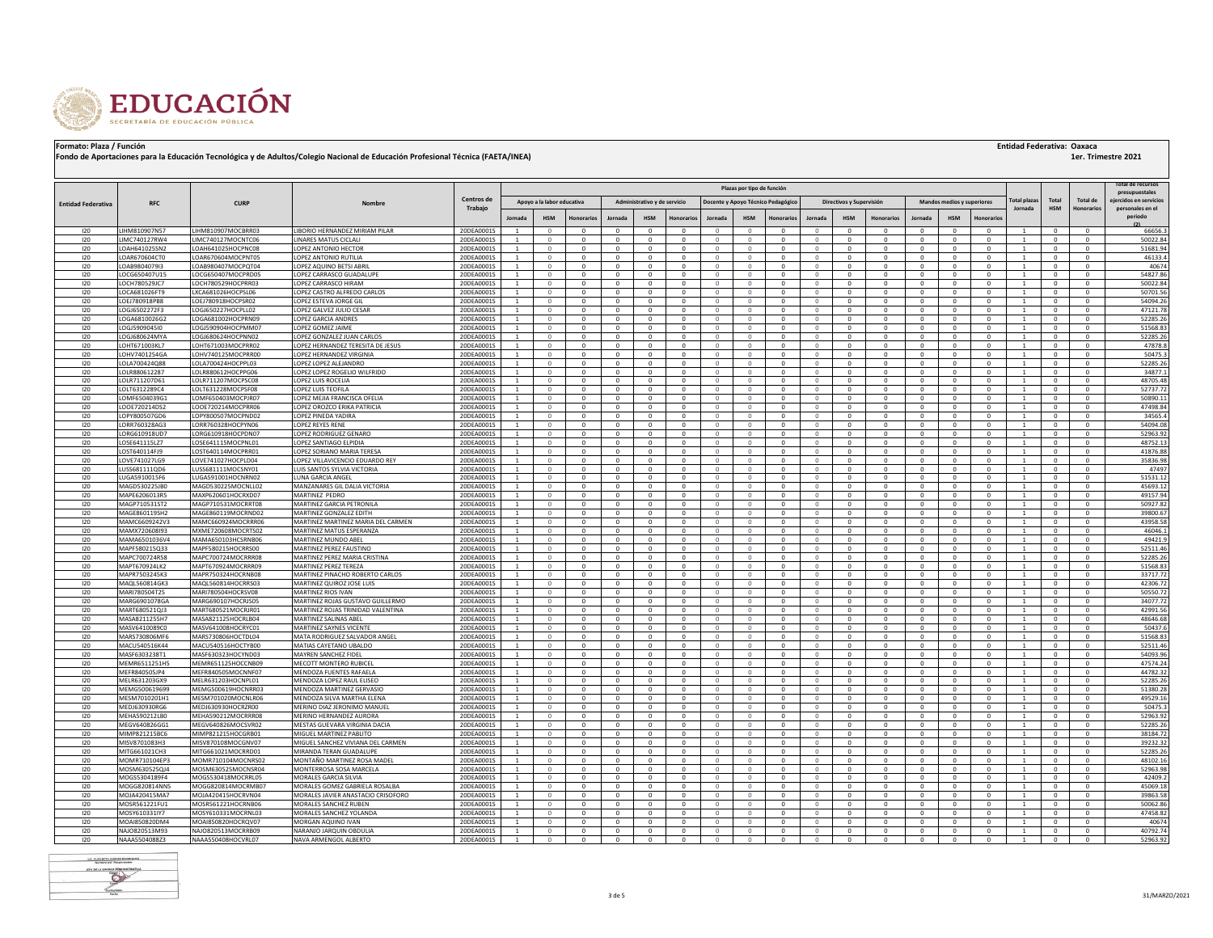**Formato: Plaza / Función**

**Fondo de Aportaciones para la Educación Tecnológica y de Adultos/Colegio Nacional de Educación Profesional Técnica (FAETA/INEA)**

**Entidad Federativa: Oaxaca**

**1er. Trimestre 2021**

| Entidad Federativa | RFC | CURP | Nombre | Centros de Trabajo | Plazas por tipo de función | | | | | | | | | | | | | | | Total plazas Jornada | Total HSM | Total de Honorarios | Total de recursos presupuestales ejercidos en servicios personales en el periodo (2) |
|---|---|---|---|---|---|---|---|---|---|---|---|---|---|---|---|---|---|---|---|---|---|---|---|
| | | | | | Apoyo a la labor educativa | | | Administrativo y de servicio | | | Docente y Apoyo Técnico Pedagógico | | | Directivos y Supervisión | | | Mandos medios y superiores | | | | | | |
| | | | | | Jornada | HSM | Honorarios | Jornada | HSM | Honorarios | Jornada | HSM | Honorarios | Jornada | HSM | Honorarios | Jornada | HSM | Honorarios | | | | |
| I20 | LIHM810907N57 | LIHM810907MOCBRR03 | LIBORIO HERNANDEZ MIRIAM PILAR | 20DEA0001S | 1 | 0 | 0 | 0 | 0 | 0 | 0 | 0 | 0 | 0 | 0 | 0 | 0 | 0 | 0 | 1 | 0 | 0 | 66656.3 |
| I20 | LIMC740127RW4 | LIMC740127MOCNTC06 | LINARES MATUS CICLALI | 20DEA0001S | 1 | 0 | 0 | 0 | 0 | 0 | 0 | 0 | 0 | 0 | 0 | 0 | 0 | 0 | 0 | 1 | 0 | 0 | 50022.84 |
| I20 | LOAH641025SN2 | LOAH641025HOCPNC08 | LOPEZ ANTONIO HECTOR | 20DEA0001S | 1 | 0 | 0 | 0 | 0 | 0 | 0 | 0 | 0 | 0 | 0 | 0 | 0 | 0 | 0 | 1 | 0 | 0 | 51681.94 |
| I20 | LOAR670604CT0 | LOAR670604MOCPNT05 | LOPEZ ANTONIO RUTILIA | 20DEA0001S | 1 | 0 | 0 | 0 | 0 | 0 | 0 | 0 | 0 | 0 | 0 | 0 | 0 | 0 | 0 | 1 | 0 | 0 | 46133.4 |
| I20 | LOAB980407913 | LOAB980407MOCPQT04 | LOPEZ AQUINO BETSI ABRIL | 20DEA0001S | 1 | 0 | 0 | 0 | 0 | 0 | 0 | 0 | 0 | 0 | 0 | 0 | 0 | 0 | 0 | 1 | 0 | 0 | 40674 |
| I20 | LOCG650407U1S | LOCG650407MOCPRD05 | LOPEZ CARRASCO GUADALUPE | 20DEA0001S | 1 | 0 | 0 | 0 | 0 | 0 | 0 | 0 | 0 | 0 | 0 | 0 | 0 | 0 | 0 | 1 | 0 | 0 | 54827.86 |
| I20 | LOCH780529JC7 | LOCH780529HOCPRR03 | LOPEZ CARRASCO HIRAM | 20DEA0001S | 1 | 0 | 0 | 0 | 0 | 0 | 0 | 0 | 0 | 0 | 0 | 0 | 0 | 0 | 0 | 1 | 0 | 0 | 50022.84 |
| I20 | LOCA681026FT9 | LXCA681026HOCPSL06 | LOPEZ CASTRO ALFREDO CARLOS | 20DEA0001S | 1 | 0 | 0 | 0 | 0 | 0 | 0 | 0 | 0 | 0 | 0 | 0 | 0 | 0 | 0 | 1 | 0 | 0 | 50701.56 |
| I20 | LOEJ780918PB8 | LOEJ780918HOCPSR02 | LOPEZ ESTEVA JORGE GIL | 20DEA0001S | 1 | 0 | 0 | 0 | 0 | 0 | 0 | 0 | 0 | 0 | 0 | 0 | 0 | 0 | 0 | 1 | 0 | 0 | 54094.26 |
| I20 | LOGJ6502272F3 | LOGJ650227HOCPLL02 | LOPEZ GALVEZ JULIO CESAR | 20DEA0001S | 1 | 0 | 0 | 0 | 0 | 0 | 0 | 0 | 0 | 0 | 0 | 0 | 0 | 0 | 0 | 1 | 0 | 0 | 47121.78 |
| I20 | LOGA6810026G2 | LOGA681002HOCPRN09 | LOPEZ GARCIA ANDRES | 20DEA0001S | 1 | 0 | 0 | 0 | 0 | 0 | 0 | 0 | 0 | 0 | 0 | 0 | 0 | 0 | 0 | 1 | 0 | 0 | 52285.26 |
| I20 | LOGJ590904SI0 | LOGJ590904HOCPMM07 | LOPEZ GOMEZ JAIME | 20DEA0001S | 1 | 0 | 0 | 0 | 0 | 0 | 0 | 0 | 0 | 0 | 0 | 0 | 0 | 0 | 0 | 1 | 0 | 0 | 51568.83 |
| I20 | LOGJ680624MYA | LOGJ680624HOCPNN02 | LOPEZ GONZALEZ JUAN CARLOS | 20DEA0001S | 1 | 0 | 0 | 0 | 0 | 0 | 0 | 0 | 0 | 0 | 0 | 0 | 0 | 0 | 0 | 1 | 0 | 0 | 52285.26 |
| I20 | LOHT671003KL7 | LOHT671003MOCPRR02 | LOPEZ HERNANDEZ TERESITA DE JESUS | 20DEA0001S | 1 | 0 | 0 | 0 | 0 | 0 | 0 | 0 | 0 | 0 | 0 | 0 | 0 | 0 | 0 | 1 | 0 | 0 | 47878.8 |
| I20 | LOHV7401254GA | LOHV740125MOCPRR00 | LOPEZ HERNANDEZ VIRGINIA | 20DEA0001S | 1 | 0 | 0 | 0 | 0 | 0 | 0 | 0 | 0 | 0 | 0 | 0 | 0 | 0 | 0 | 1 | 0 | 0 | 50475.3 |
| I20 | LOLA700424Q88 | LOLA700424HOCPPL03 | LOPEZ LOPEZ ALEJANDRO | 20DEA0001S | 1 | 0 | 0 | 0 | 0 | 0 | 0 | 0 | 0 | 0 | 0 | 0 | 0 | 0 | 0 | 1 | 0 | 0 | 52285.26 |
| I20 | LOLR880612287 | LOLR880612HOCPPG06 | LOPEZ LOPEZ ROGELIO WILFRIDO | 20DEA0001S | 1 | 0 | 0 | 0 | 0 | 0 | 0 | 0 | 0 | 0 | 0 | 0 | 0 | 0 | 0 | 1 | 0 | 0 | 34877.1 |
| I20 | LOLR711207D61 | LOLR711207MOCPSC08 | LOPEZ LUIS ROCELIA | 20DEA0001S | 1 | 0 | 0 | 0 | 0 | 0 | 0 | 0 | 0 | 0 | 0 | 0 | 0 | 0 | 0 | 1 | 0 | 0 | 48705.48 |
| I20 | LOLT6312289C4 | LOLT631228MOCPSF08 | LOPEZ LUIS TEOFILA | 20DEA0001S | 1 | 0 | 0 | 0 | 0 | 0 | 0 | 0 | 0 | 0 | 0 | 0 | 0 | 0 | 0 | 1 | 0 | 0 | 52737.72 |
| I20 | LOMF6504039G1 | LOMF650403MOCPJR07 | LOPEZ MEJIA FRANCISCA OFELIA | 20DEA0001S | 1 | 0 | 0 | 0 | 0 | 0 | 0 | 0 | 0 | 0 | 0 | 0 | 0 | 0 | 0 | 1 | 0 | 0 | 50890.11 |
| I20 | LOOE720214DS2 | LOOE720214MOCPRR06 | LOPEZ OROZCO ERIKA PATRICIA | 20DEA0001S | 1 | 0 | 0 | 0 | 0 | 0 | 0 | 0 | 0 | 0 | 0 | 0 | 0 | 0 | 0 | 1 | 0 | 0 | 47498.84 |
| I20 | LOPY800507GD6 | LOPY800507MOCPND02 | LOPEZ PINEDA YADIRA | 20DEA0001S | 1 | 0 | 0 | 0 | 0 | 0 | 0 | 0 | 0 | 0 | 0 | 0 | 0 | 0 | 0 | 1 | 0 | 0 | 34565.4 |
| I20 | LORR760328AG3 | LORR760328HOCPYN06 | LOPEZ REYES RENE | 20DEA0001S | 1 | 0 | 0 | 0 | 0 | 0 | 0 | 0 | 0 | 0 | 0 | 0 | 0 | 0 | 0 | 1 | 0 | 0 | 54094.08 |
| I20 | LORG610918UD7 | LORG610918HOCPDN07 | LOPEZ RODRIGUEZ GENARO | 20DEA0001S | 1 | 0 | 0 | 0 | 0 | 0 | 0 | 0 | 0 | 0 | 0 | 0 | 0 | 0 | 0 | 1 | 0 | 0 | 52963.92 |
| I20 | LOSE641115LZ7 | LOSE641115MOCPNL01 | LOPEZ SANTIAGO ELPIDIA | 20DEA0001S | 1 | 0 | 0 | 0 | 0 | 0 | 0 | 0 | 0 | 0 | 0 | 0 | 0 | 0 | 0 | 1 | 0 | 0 | 48752.13 |
| I20 | LOST640114FJ9 | LOST640114MOCPRR01 | LOPEZ SORIANO MARIA TERESA | 20DEA0001S | 1 | 0 | 0 | 0 | 0 | 0 | 0 | 0 | 0 | 0 | 0 | 0 | 0 | 0 | 0 | 1 | 0 | 0 | 41876.88 |
| I20 | LOVE741027LG9 | LOVE741027HOCPLD04 | LOPEZ VILLAVICENCIO EDUARDO REY | 20DEA0001S | 1 | 0 | 0 | 0 | 0 | 0 | 0 | 0 | 0 | 0 | 0 | 0 | 0 | 0 | 0 | 1 | 0 | 0 | 35836.98 |
| I20 | LUSS681111QD6 | LUSS681111MOCSNY01 | LUIS SANTOS SYLVIA VICTORIA | 20DEA0001S | 1 | 0 | 0 | 0 | 0 | 0 | 0 | 0 | 0 | 0 | 0 | 0 | 0 | 0 | 0 | 1 | 0 | 0 | 47497 |
| I20 | LUGA5910015F6 | LUGA591001HOCNRN02 | LUNA GARCIA ANGEL | 20DEA0001S | 1 | 0 | 0 | 0 | 0 | 0 | 0 | 0 | 0 | 0 | 0 | 0 | 0 | 0 | 0 | 1 | 0 | 0 | 51531.12 |
| I20 | MAGD530225JB0 | MAGD530225MOCNLL02 | MANZANARES GIL DALIA VICTORIA | 20DEA0001S | 1 | 0 | 0 | 0 | 0 | 0 | 0 | 0 | 0 | 0 | 0 | 0 | 0 | 0 | 0 | 1 | 0 | 0 | 45693.12 |
| I20 | MAPE6206013R5 | MAXP620601HOCRXD07 | MARTINEZ PEDRO | 20DEA0001S | 1 | 0 | 0 | 0 | 0 | 0 | 0 | 0 | 0 | 0 | 0 | 0 | 0 | 0 | 0 | 1 | 0 | 0 | 49157.94 |
| I20 | MAGP710531ST2 | MAGP710531MOCRRT08 | MARTINEZ GARCIA PETRONILA | 20DEA0001S | 1 | 0 | 0 | 0 | 0 | 0 | 0 | 0 | 0 | 0 | 0 | 0 | 0 | 0 | 0 | 1 | 0 | 0 | 50927.82 |
| I20 | MAGE860119SH2 | MAGE860119MOCRND02 | MARTINEZ GONZALEZ EDITH | 20DEA0001S | 1 | 0 | 0 | 0 | 0 | 0 | 0 | 0 | 0 | 0 | 0 | 0 | 0 | 0 | 0 | 1 | 0 | 0 | 39800.67 |
| I20 | MAMC6609242V3 | MAMC660924MOCRRR06 | MARTINEZ MARTINEZ MARIA DEL CARMEN | 20DEA0001S | 1 | 0 | 0 | 0 | 0 | 0 | 0 | 0 | 0 | 0 | 0 | 0 | 0 | 0 | 0 | 1 | 0 | 0 | 43958.58 |
| I20 | MAMX720608I93 | MXME720608MOCRTS02 | MARTINEZ MATUS ESPERANZA | 20DEA0001S | 1 | 0 | 0 | 0 | 0 | 0 | 0 | 0 | 0 | 0 | 0 | 0 | 0 | 0 | 0 | 1 | 0 | 0 | 46046.1 |
| I20 | MAMA6501036V4 | MAMA650103HCSRNB06 | MARTINEZ MUNDO ABEL | 20DEA0001S | 1 | 0 | 0 | 0 | 0 | 0 | 0 | 0 | 0 | 0 | 0 | 0 | 0 | 0 | 0 | 1 | 0 | 0 | 49421.9 |
| I20 | MAPF580215Q33 | MAPF580215HOCRRS00 | MARTINEZ PEREZ FAUSTINO | 20DEA0001S | 1 | 0 | 0 | 0 | 0 | 0 | 0 | 0 | 0 | 0 | 0 | 0 | 0 | 0 | 0 | 1 | 0 | 0 | 52511.46 |
| I20 | MAPC700724R58 | MAPC700724MOCRRR08 | MARTINEZ PEREZ MARIA CRISTINA | 20DEA0001S | 1 | 0 | 0 | 0 | 0 | 0 | 0 | 0 | 0 | 0 | 0 | 0 | 0 | 0 | 0 | 1 | 0 | 0 | 52285.26 |
| I20 | MAPT670924LK2 | MAPT670924MOCRRR09 | MARTINEZ PEREZ TEREZA | 20DEA0001S | 1 | 0 | 0 | 0 | 0 | 0 | 0 | 0 | 0 | 0 | 0 | 0 | 0 | 0 | 0 | 1 | 0 | 0 | 51568.83 |
| I20 | MAPR750324SK3 | MAPR750324HOCRNB08 | MARTINEZ PINACHO ROBERTO CARLOS | 20DEA0001S | 1 | 0 | 0 | 0 | 0 | 0 | 0 | 0 | 0 | 0 | 0 | 0 | 0 | 0 | 0 | 1 | 0 | 0 | 33717.72 |
| I20 | MAQL560814GK3 | MAQL560814HOCRRS03 | MARTINEZ QUIROZ JOSE LUIS | 20DEA0001S | 1 | 0 | 0 | 0 | 0 | 0 | 0 | 0 | 0 | 0 | 0 | 0 | 0 | 0 | 0 | 1 | 0 | 0 | 42306.72 |
| I20 | MARI780504T25 | MARI780504HOCRSV08 | MARTINEZ RIOS IVAN | 20DEA0001S | 1 | 0 | 0 | 0 | 0 | 0 | 0 | 0 | 0 | 0 | 0 | 0 | 0 | 0 | 0 | 1 | 0 | 0 | 50550.72 |
| I20 | MARG6901078GA | MARG690107HOCRJS05 | MARTINEZ ROJAS GUSTAVO GUILLERMO | 20DEA0001S | 1 | 0 | 0 | 0 | 0 | 0 | 0 | 0 | 0 | 0 | 0 | 0 | 0 | 0 | 0 | 1 | 0 | 0 | 34077.72 |
| I20 | MART680521QJ3 | MART680521MOCRJR01 | MARTINEZ ROJAS TRINIDAD VALENTINA | 20DEA0001S | 1 | 0 | 0 | 0 | 0 | 0 | 0 | 0 | 0 | 0 | 0 | 0 | 0 | 0 | 0 | 1 | 0 | 0 | 42991.56 |
| I20 | MASA8211255H7 | MASA821125HOCRLB04 | MARTINEZ SALINAS ABEL | 20DEA0001S | 1 | 0 | 0 | 0 | 0 | 0 | 0 | 0 | 0 | 0 | 0 | 0 | 0 | 0 | 0 | 1 | 0 | 0 | 48646.68 |
| I20 | MASV6410089C0 | MASV641008HOCRYC01 | MARTINEZ SAYNES VICENTE | 20DEA0001S | 1 | 0 | 0 | 0 | 0 | 0 | 0 | 0 | 0 | 0 | 0 | 0 | 0 | 0 | 0 | 1 | 0 | 0 | 50437.6 |
| I20 | MARS730806MF6 | MARS730806HOCTDL04 | MATA RODRIGUEZ SALVADOR ANGEL | 20DEA0001S | 1 | 0 | 0 | 0 | 0 | 0 | 0 | 0 | 0 | 0 | 0 | 0 | 0 | 0 | 0 | 1 | 0 | 0 | 51568.83 |
| I20 | MACU540516K44 | MACU540516HOCTYB00 | MATIAS CAYETANO UBALDO | 20DEA0001S | 1 | 0 | 0 | 0 | 0 | 0 | 0 | 0 | 0 | 0 | 0 | 0 | 0 | 0 | 0 | 1 | 0 | 0 | 52511.46 |
| I20 | MASF6303238T1 | MASF630323HOCYND03 | MAYREN SANCHEZ FIDEL | 20DEA0001S | 1 | 0 | 0 | 0 | 0 | 0 | 0 | 0 | 0 | 0 | 0 | 0 | 0 | 0 | 0 | 1 | 0 | 0 | 54093.96 |
| I20 | MEMR6511251H5 | MEMR651125HOCCNB09 | MECOTT MONTERO RUBICEL | 20DEA0001S | 1 | 0 | 0 | 0 | 0 | 0 | 0 | 0 | 0 | 0 | 0 | 0 | 0 | 0 | 0 | 1 | 0 | 0 | 47574.24 |
| I20 | MEFR840505JP4 | MEFR840505MOCNNF07 | MENDOZA FUENTES RAFAELA | 20DEA0001S | 1 | 0 | 0 | 0 | 0 | 0 | 0 | 0 | 0 | 0 | 0 | 0 | 0 | 0 | 0 | 1 | 0 | 0 | 44782.32 |
| I20 | MELR631203GX9 | MELR631203HOCNPL01 | MENDOZA LOPEZ RAUL ELISEO | 20DEA0001S | 1 | 0 | 0 | 0 | 0 | 0 | 0 | 0 | 0 | 0 | 0 | 0 | 0 | 0 | 0 | 1 | 0 | 0 | 52285.26 |
| I20 | MEMG500619699 | MEMG500619HOCNRR03 | MENDOZA MARTINEZ GERVASIO | 20DEA0001S | 1 | 0 | 0 | 0 | 0 | 0 | 0 | 0 | 0 | 0 | 0 | 0 | 0 | 0 | 0 | 1 | 0 | 0 | 51380.28 |
| I20 | MESM7010201H1 | MESM701020MOCNLR06 | MENDOZA SILVA MARTHA ELENA | 20DEA0001S | 1 | 0 | 0 | 0 | 0 | 0 | 0 | 0 | 0 | 0 | 0 | 0 | 0 | 0 | 0 | 1 | 0 | 0 | 49529.16 |
| I20 | MEDJ630930RG6 | MEDJ630930HOCRZR00 | MERINO DIAZ JERONIMO MANUEL | 20DEA0001S | 1 | 0 | 0 | 0 | 0 | 0 | 0 | 0 | 0 | 0 | 0 | 0 | 0 | 0 | 0 | 1 | 0 | 0 | 50475.3 |
| I20 | MEHA590212LB0 | MEHA590212MOCRRR08 | MERINO HERNANDEZ AURORA | 20DEA0001S | 1 | 0 | 0 | 0 | 0 | 0 | 0 | 0 | 0 | 0 | 0 | 0 | 0 | 0 | 0 | 1 | 0 | 0 | 52963.92 |
| I20 | MEGV640826GG1 | MEGV640826MOCSVR02 | MESTAS GUEVARA VIRGINIA DACIA | 20DEA0001S | 1 | 0 | 0 | 0 | 0 | 0 | 0 | 0 | 0 | 0 | 0 | 0 | 0 | 0 | 0 | 1 | 0 | 0 | 52285.26 |
| I20 | MIMP821215BC6 | MIMP821215HOCGRB01 | MIGUEL MARTINEZ PABLITO | 20DEA0001S | 1 | 0 | 0 | 0 | 0 | 0 | 0 | 0 | 0 | 0 | 0 | 0 | 0 | 0 | 0 | 1 | 0 | 0 | 38184.72 |
| I20 | MISV8701083H3 | MISV870108MOCGNV07 | MIGUEL SANCHEZ VIVIANA DEL CARMEN | 20DEA0001S | 1 | 0 | 0 | 0 | 0 | 0 | 0 | 0 | 0 | 0 | 0 | 0 | 0 | 0 | 0 | 1 | 0 | 0 | 39232.32 |
| I20 | MITG661021CH3 | MITG661021MOCRRD01 | MIRANDA TERAN GUADALUPE | 20DEA0001S | 1 | 0 | 0 | 0 | 0 | 0 | 0 | 0 | 0 | 0 | 0 | 0 | 0 | 0 | 0 | 1 | 0 | 0 | 52285.26 |
| I20 | MOMR710104EP3 | MOMR710104MOCNRS02 | MONTAÑO MARTINEZ ROSA MADEL | 20DEA0001S | 1 | 0 | 0 | 0 | 0 | 0 | 0 | 0 | 0 | 0 | 0 | 0 | 0 | 0 | 0 | 1 | 0 | 0 | 48102.16 |
| I20 | MOSM630525QJ4 | MOSM630525MOCNSR04 | MONTERROSA SOSA MARCELA | 20DEA0001S | 1 | 0 | 0 | 0 | 0 | 0 | 0 | 0 | 0 | 0 | 0 | 0 | 0 | 0 | 0 | 1 | 0 | 0 | 52963.98 |
| I20 | MOGS5304189F4 | MOGS530418MOCRRL05 | MORALES GARCIA SILVIA | 20DEA0001S | 1 | 0 | 0 | 0 | 0 | 0 | 0 | 0 | 0 | 0 | 0 | 0 | 0 | 0 | 0 | 1 | 0 | 0 | 42409.2 |
| I20 | MOGG820814NN5 | MOGG820814MOCRMB07 | MORALES GOMEZ GABRIELA ROSALBA | 20DEA0001S | 1 | 0 | 0 | 0 | 0 | 0 | 0 | 0 | 0 | 0 | 0 | 0 | 0 | 0 | 0 | 1 | 0 | 0 | 45069.18 |
| I20 | MOJA420415MA7 | MOJA420415HOCRVN04 | MORALES JAVIER ANASTACIO CRISOFORO | 20DEA0001S | 1 | 0 | 0 | 0 | 0 | 0 | 0 | 0 | 0 | 0 | 0 | 0 | 0 | 0 | 0 | 1 | 0 | 0 | 39863.58 |
| I20 | MOSR561221FU1 | MOSR561221HOCRNB06 | MORALES SANCHEZ RUBEN | 20DEA0001S | 1 | 0 | 0 | 0 | 0 | 0 | 0 | 0 | 0 | 0 | 0 | 0 | 0 | 0 | 0 | 1 | 0 | 0 | 50062.86 |
| I20 | MOSY6103311Y7 | MOSY610331MOCRNL03 | MORALES SANCHEZ YOLANDA | 20DEA0001S | 1 | 0 | 0 | 0 | 0 | 0 | 0 | 0 | 0 | 0 | 0 | 0 | 0 | 0 | 0 | 1 | 0 | 0 | 47458.82 |
| I20 | MOAI850820DM4 | MOAI850820HOCRQV07 | MORGAN AQUINO IVAN | 20DEA0001S | 1 | 0 | 0 | 0 | 0 | 0 | 0 | 0 | 0 | 0 | 0 | 0 | 0 | 0 | 0 | 1 | 0 | 0 | 40674 |
| I20 | NAJO820513M93 | NAJO820513MOCRRB09 | NARANJO JARQUIN OBDULIA | 20DEA0001S | 1 | 0 | 0 | 0 | 0 | 0 | 0 | 0 | 0 | 0 | 0 | 0 | 0 | 0 | 0 | 1 | 0 | 0 | 40792.74 |
| I20 | NAAA5504088Z3 | NAAA550408HOCVRL07 | NAVA ARMENGOL ALBERTO | 20DEA0001S | 1 | 0 | 0 | 0 | 0 | 0 | 0 | 0 | 0 | 0 | 0 | 0 | 0 | 0 | 0 | 1 | 0 | 0 | 52963.92 |

31/MARZO/2021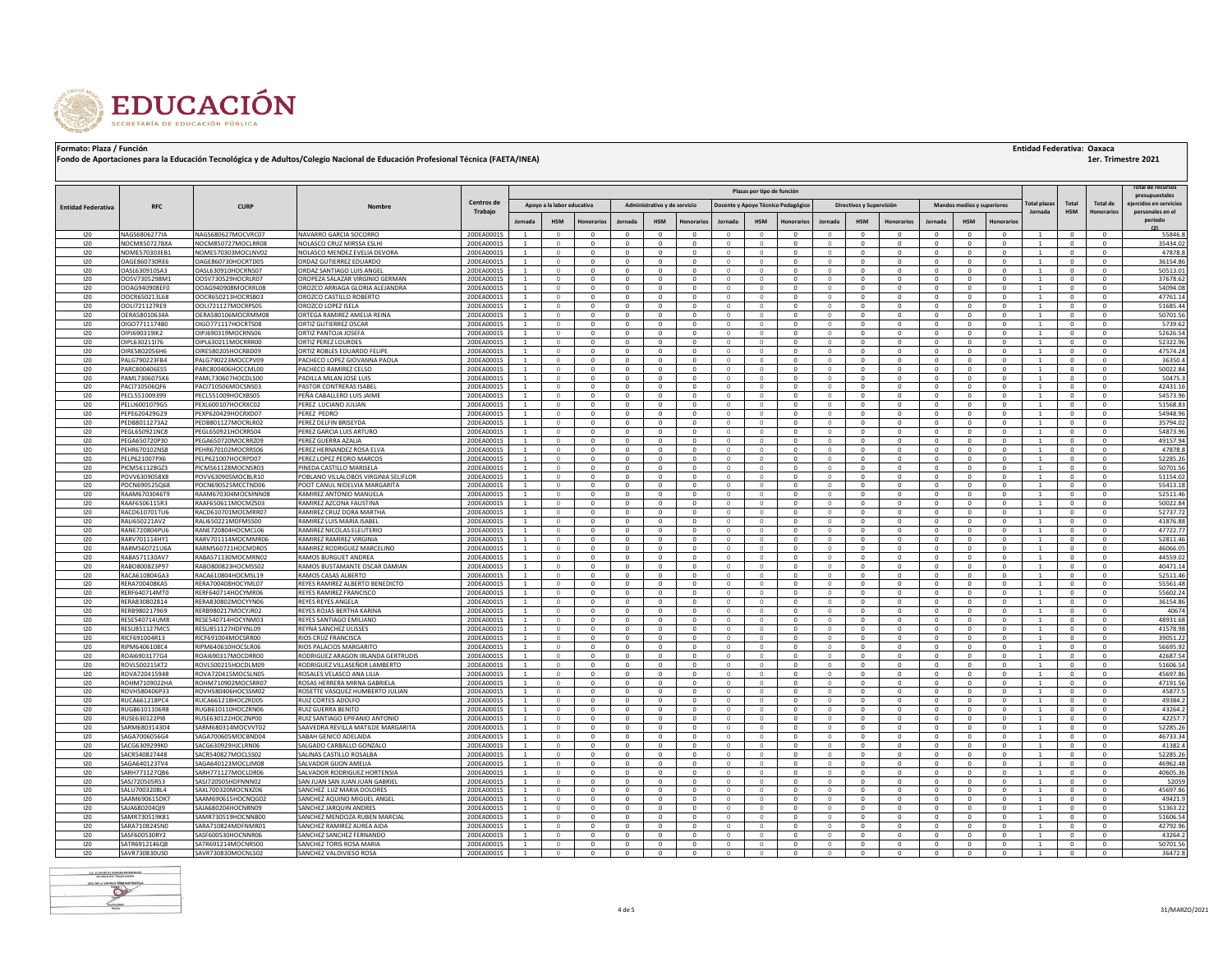**Formato: Plaza / Función**

**Fondo de Aportaciones para la Educación Tecnológica y de Adultos/Colegio Nacional de Educación Profesional Técnica (FAETA/INEA)**

**Entidad Federativa: Oaxaca**

**1er. Trimestre 2021**

| Entidad Federativa | RFC | CURP | Nombre | Centros de Trabajo | Plazas por tipo de función | | | | | | | | | | | | | | | Total plazas Jornada | Total HSM | Total de Honorarios | Total de recursos presupuestales ejercidos en servicios personales en el periodo (2) |
|---|---|---|---|---|---|---|---|---|---|---|---|---|---|---|---|---|---|---|---|---|---|---|---|
| | | | | | Apoyo a la labor educativa | | | Administrativo y de servicio | | | Docente y Apoyo Técnico Pedagógico | | | Directivos y Supervisión | | | Mandos medios y superiores | | | | | | |
| | | | | | Jornada | HSM | Honorarios | Jornada | HSM | Honorarios | Jornada | HSM | Honorarios | Jornada | HSM | Honorarios | Jornada | HSM | Honorarios | | | | |
| I20 | NAGS6806277IA | NAGS680627MOCVRC07 | NAVARRO GARCIA SOCORRO | 20DEA0001S | 1 | 0 | 0 | 0 | 0 | 0 | 0 | 0 | 0 | 0 | 0 | 0 | 0 | 0 | 0 | 1 | 0 | 0 | 55846.8 |
| I20 | NOCM8507278XA | NOCM850727MOCLRR08 | NOLASCO CRUZ MIRSSA ESLHI | 20DEA0001S | 1 | 0 | 0 | 0 | 0 | 0 | 0 | 0 | 0 | 0 | 0 | 0 | 0 | 0 | 0 | 1 | 0 | 0 | 35434.02 |
| I20 | NOME570303EB1 | NOME570303MOCLNV02 | NOLASCO MENDEZ EVELIA DEVORA | 20DEA0001S | 1 | 0 | 0 | 0 | 0 | 0 | 0 | 0 | 0 | 0 | 0 | 0 | 0 | 0 | 0 | 1 | 0 | 0 | 47878.8 |
| I20 | OAGE860730RE6 | OAGE860730HOCRTD05 | ORDAZ GUTIERREZ EDUARDO | 20DEA0001S | 1 | 0 | 0 | 0 | 0 | 0 | 0 | 0 | 0 | 0 | 0 | 0 | 0 | 0 | 0 | 1 | 0 | 0 | 36154.86 |
| I20 | OASL630910SA3 | OASL630910HOCRNS07 | ORDAZ SANTIAGO LUIS ANGEL | 20DEA0001S | 1 | 0 | 0 | 0 | 0 | 0 | 0 | 0 | 0 | 0 | 0 | 0 | 0 | 0 | 0 | 1 | 0 | 0 | 50513.01 |
| I20 | OOSV7305298M1 | OOSV730529HOCRLR07 | OROPEZA SALAZAR VIRGINIO GERMAN | 20DEA0001S | 1 | 0 | 0 | 0 | 0 | 0 | 0 | 0 | 0 | 0 | 0 | 0 | 0 | 0 | 0 | 1 | 0 | 0 | 37678.62 |
| I20 | OOAG940908EF0 | OOAG940908MOCRRL08 | OROZCO ARRIAGA GLORIA ALEJANDRA | 20DEA0001S | 1 | 0 | 0 | 0 | 0 | 0 | 0 | 0 | 0 | 0 | 0 | 0 | 0 | 0 | 0 | 1 | 0 | 0 | 54094.08 |
| I20 | OOCR650213L68 | OOCR650213HOCRSB03 | OROZCO CASTILLO ROBERTO | 20DEA0001S | 1 | 0 | 0 | 0 | 0 | 0 | 0 | 0 | 0 | 0 | 0 | 0 | 0 | 0 | 0 | 1 | 0 | 0 | 47761.14 |
| I20 | OOLI721127RE9 | OOLI721127MOCRPS05 | OROZCO LOPEZ ISELA | 20DEA0001S | 1 | 0 | 0 | 0 | 0 | 0 | 0 | 0 | 0 | 0 | 0 | 0 | 0 | 0 | 0 | 1 | 0 | 0 | 51685.44 |
| I20 | OERA58010634A | OERA580106MOCRMM08 | ORTEGA RAMIREZ AMELIA REINA | 20DEA0001S | 1 | 0 | 0 | 0 | 0 | 0 | 0 | 0 | 0 | 0 | 0 | 0 | 0 | 0 | 0 | 1 | 0 | 0 | 50701.56 |
| I20 | OIGO771117480 | OIGO771117HOCRTS08 | ORTIZ GUTIERREZ OSCAR | 20DEA0001S | 1 | 0 | 0 | 0 | 0 | 0 | 0 | 0 | 0 | 0 | 0 | 0 | 0 | 0 | 0 | 1 | 0 | 0 | 5739.62 |
| I20 | OIPJ690319IK2 | OIPJ690319MOCRNS06 | ORTIZ PANTOJA JOSEFA | 20DEA0001S | 1 | 0 | 0 | 0 | 0 | 0 | 0 | 0 | 0 | 0 | 0 | 0 | 0 | 0 | 0 | 1 | 0 | 0 | 52626.54 |
| I20 | OIPL630211I76 | OIPL630211MOCRRR00 | ORTIZ PEREZ LOURDES | 20DEA0001S | 1 | 0 | 0 | 0 | 0 | 0 | 0 | 0 | 0 | 0 | 0 | 0 | 0 | 0 | 0 | 1 | 0 | 0 | 52322.96 |
| I20 | OIRE5802056H6 | OIRE580205HOCRBD09 | ORTIZ ROBLES EDUARDO FELIPE | 20DEA0001S | 1 | 0 | 0 | 0 | 0 | 0 | 0 | 0 | 0 | 0 | 0 | 0 | 0 | 0 | 0 | 1 | 0 | 0 | 47574.24 |
| I20 | PALG790223FB4 | PALG790223MOCCPV09 | PACHECO LOPEZ GIOVANNA PAOLA | 20DEA0001S | 1 | 0 | 0 | 0 | 0 | 0 | 0 | 0 | 0 | 0 | 0 | 0 | 0 | 0 | 0 | 1 | 0 | 0 | 36350.4 |
| I20 | PARC800406ES5 | PARC800406HOCCML00 | PACHECO RAMIREZ CELSO | 20DEA0001S | 1 | 0 | 0 | 0 | 0 | 0 | 0 | 0 | 0 | 0 | 0 | 0 | 0 | 0 | 0 | 1 | 0 | 0 | 50022.84 |
| I20 | PAML7306075K6 | PAML730607HOCDLS00 | PADILLA MILAN JOSE LUIS | 20DEA0001S | 1 | 0 | 0 | 0 | 0 | 0 | 0 | 0 | 0 | 0 | 0 | 0 | 0 | 0 | 0 | 1 | 0 | 0 | 50475.3 |
| I20 | PACI710506QF6 | PACI710506MOCSNS03 | PASTOR CONTRERAS ISABEL | 20DEA0001S | 1 | 0 | 0 | 0 | 0 | 0 | 0 | 0 | 0 | 0 | 0 | 0 | 0 | 0 | 0 | 1 | 0 | 0 | 42431.16 |
| I20 | PECL551009999 | PECL551009HOCXBS05 | PEÑA CABALLERO LUIS JAIME | 20DEA0001S | 1 | 0 | 0 | 0 | 0 | 0 | 0 | 0 | 0 | 0 | 0 | 0 | 0 | 0 | 0 | 1 | 0 | 0 | 54573.96 |
| I20 | PELU6001079G5 | PEXL600107HOCRXC02 | PEREZ LUCIANO JULIAN | 20DEA0001S | 1 | 0 | 0 | 0 | 0 | 0 | 0 | 0 | 0 | 0 | 0 | 0 | 0 | 0 | 0 | 1 | 0 | 0 | 51568.83 |
| I20 | PEPE620429G29 | PEXP620429HOCRXD07 | PEREZ PEDRO | 20DEA0001S | 1 | 0 | 0 | 0 | 0 | 0 | 0 | 0 | 0 | 0 | 0 | 0 | 0 | 0 | 0 | 1 | 0 | 0 | 54948.96 |
| I20 | PEDB8011273A2 | PEDB801127MOCRLR02 | PEREZ DELFIN BRISEYDA | 20DEA0001S | 1 | 0 | 0 | 0 | 0 | 0 | 0 | 0 | 0 | 0 | 0 | 0 | 0 | 0 | 0 | 1 | 0 | 0 | 35794.02 |
| I20 | PEGL650921NC8 | PEGL650921HOCRRS04 | PEREZ GARCIA LUIS ARTURO | 20DEA0001S | 1 | 0 | 0 | 0 | 0 | 0 | 0 | 0 | 0 | 0 | 0 | 0 | 0 | 0 | 0 | 1 | 0 | 0 | 54873.96 |
| I20 | PEGA650720P30 | PEGA650720MOCRRZ09 | PEREZ GUERRA AZALIA | 20DEA0001S | 1 | 0 | 0 | 0 | 0 | 0 | 0 | 0 | 0 | 0 | 0 | 0 | 0 | 0 | 0 | 1 | 0 | 0 | 49157.94 |
| I20 | PEHR670102NS8 | PEHR670102MOCRRS06 | PEREZ HERNANDEZ ROSA ELVA | 20DEA0001S | 1 | 0 | 0 | 0 | 0 | 0 | 0 | 0 | 0 | 0 | 0 | 0 | 0 | 0 | 0 | 1 | 0 | 0 | 47878.8 |
| I20 | PELP621007PX6 | PELP621007HOCRPD07 | PEREZ LOPEZ PEDRO MARCOS | 20DEA0001S | 1 | 0 | 0 | 0 | 0 | 0 | 0 | 0 | 0 | 0 | 0 | 0 | 0 | 0 | 0 | 1 | 0 | 0 | 52285.26 |
| I20 | PICM561128GZ3 | PICM561128MOCNSR03 | PINEDA CASTILLO MARISELA | 20DEA0001S | 1 | 0 | 0 | 0 | 0 | 0 | 0 | 0 | 0 | 0 | 0 | 0 | 0 | 0 | 0 | 1 | 0 | 0 | 50701.56 |
| I20 | POVV6309058X8 | POVV630905MOCBLR10 | POBLANO VILLALOBOS VIRGINIA SELIFLOR | 20DEA0001S | 1 | 0 | 0 | 0 | 0 | 0 | 0 | 0 | 0 | 0 | 0 | 0 | 0 | 0 | 0 | 1 | 0 | 0 | 51154.02 |
| I20 | POCN690525Q68 | POCN690525MCCTND06 | POOT CANUL NIDELVIA MARGARITA | 20DEA0001S | 1 | 0 | 0 | 0 | 0 | 0 | 0 | 0 | 0 | 0 | 0 | 0 | 0 | 0 | 0 | 1 | 0 | 0 | 55413.18 |
| I20 | RAAM6703046T9 | RAAM670304MOCMNN08 | RAMIREZ ANTONIO MANUELA | 20DEA0001S | 1 | 0 | 0 | 0 | 0 | 0 | 0 | 0 | 0 | 0 | 0 | 0 | 0 | 0 | 0 | 1 | 0 | 0 | 52511.46 |
| I20 | RAAF6506115R3 | RAAF650611MOCMZS03 | RAMIREZ AZCONA FAUSTINA | 20DEA0001S | 1 | 0 | 0 | 0 | 0 | 0 | 0 | 0 | 0 | 0 | 0 | 0 | 0 | 0 | 0 | 1 | 0 | 0 | 50022.84 |
| I20 | RACD610701TU6 | RACD610701MOCMRR07 | RAMIREZ CRUZ DORA MARTHA | 20DEA0001S | 1 | 0 | 0 | 0 | 0 | 0 | 0 | 0 | 0 | 0 | 0 | 0 | 0 | 0 | 0 | 1 | 0 | 0 | 52737.72 |
| I20 | RALI650221AV2 | RALI650221MDFMSS00 | RAMIREZ LUIS MARIA ISABEL | 20DEA0001S | 1 | 0 | 0 | 0 | 0 | 0 | 0 | 0 | 0 | 0 | 0 | 0 | 0 | 0 | 0 | 1 | 0 | 0 | 41876.88 |
| I20 | RANE720804PU6 | RANE720804HOCMCL06 | RAMIREZ NICOLAS ELEUTERIO | 20DEA0001S | 1 | 0 | 0 | 0 | 0 | 0 | 0 | 0 | 0 | 0 | 0 | 0 | 0 | 0 | 0 | 1 | 0 | 0 | 47722.77 |
| I20 | RARV701114HY1 | RARV701114MOCMMR06 | RAMIREZ RAMIREZ VIRGINIA | 20DEA0001S | 1 | 0 | 0 | 0 | 0 | 0 | 0 | 0 | 0 | 0 | 0 | 0 | 0 | 0 | 0 | 1 | 0 | 0 | 52811.46 |
| I20 | RARM560721U6A | RARM560721HOCMDR05 | RAMIREZ RODRIGUEZ MARCELINO | 20DEA0001S | 1 | 0 | 0 | 0 | 0 | 0 | 0 | 0 | 0 | 0 | 0 | 0 | 0 | 0 | 0 | 1 | 0 | 0 | 46066.05 |
| I20 | RABA571130AV7 | RABA571130MOCMRN02 | RAMOS BURGUET ANDREA | 20DEA0001S | 1 | 0 | 0 | 0 | 0 | 0 | 0 | 0 | 0 | 0 | 0 | 0 | 0 | 0 | 0 | 1 | 0 | 0 | 44559.02 |
| I20 | RABO800823P97 | RABO800823HOCMSS02 | RAMOS BUSTAMANTE OSCAR DAMIAN | 20DEA0001S | 1 | 0 | 0 | 0 | 0 | 0 | 0 | 0 | 0 | 0 | 0 | 0 | 0 | 0 | 0 | 1 | 0 | 0 | 40471.14 |
| I20 | RACA610804GA3 | RACA610804HOCMSL19 | RAMOS CASAS ALBERTO | 20DEA0001S | 1 | 0 | 0 | 0 | 0 | 0 | 0 | 0 | 0 | 0 | 0 | 0 | 0 | 0 | 0 | 1 | 0 | 0 | 52511.46 |
| I20 | RERA700408KA5 | RERA700408HOCYML07 | REYES RAMIREZ ALBERTO BENEDICTO | 20DEA0001S | 1 | 0 | 0 | 0 | 0 | 0 | 0 | 0 | 0 | 0 | 0 | 0 | 0 | 0 | 0 | 1 | 0 | 0 | 55561.48 |
| I20 | RERF640714MT0 | RERF640714HOCYMR06 | REYES RAMIREZ FRANCISCO | 20DEA0001S | 1 | 0 | 0 | 0 | 0 | 0 | 0 | 0 | 0 | 0 | 0 | 0 | 0 | 0 | 0 | 1 | 0 | 0 | 55602.24 |
| I20 | RERA830802814 | RERA830802MOCYYN06 | REYES REYES ANGELA | 20DEA0001S | 1 | 0 | 0 | 0 | 0 | 0 | 0 | 0 | 0 | 0 | 0 | 0 | 0 | 0 | 0 | 1 | 0 | 0 | 36154.86 |
| I20 | RERB980217969 | RERB980217MOCYJR02 | REYES ROJAS BERTHA KARINA | 20DEA0001S | 1 | 0 | 0 | 0 | 0 | 0 | 0 | 0 | 0 | 0 | 0 | 0 | 0 | 0 | 0 | 1 | 0 | 0 | 40674 |
| I20 | RESE540714UM8 | RESE540714HOCYNM03 | REYES SANTIAGO EMILIANO | 20DEA0001S | 1 | 0 | 0 | 0 | 0 | 0 | 0 | 0 | 0 | 0 | 0 | 0 | 0 | 0 | 0 | 1 | 0 | 0 | 48931.68 |
| I20 | RESU851127MC5 | RESU851127HDFYNL09 | REYNA SANCHEZ ULISSES | 20DEA0001S | 1 | 0 | 0 | 0 | 0 | 0 | 0 | 0 | 0 | 0 | 0 | 0 | 0 | 0 | 0 | 1 | 0 | 0 | 41578.98 |
| I20 | RICF691004R13 | RICF691004MOCSRR00 | RIOS CRUZ FRANCISCA | 20DEA0001S | 1 | 0 | 0 | 0 | 0 | 0 | 0 | 0 | 0 | 0 | 0 | 0 | 0 | 0 | 0 | 1 | 0 | 0 | 39051.22 |
| I20 | RIPM6406108C4 | RIPM640610HOCSLR06 | RIOS PALACIOS MARGARITO | 20DEA0001S | 1 | 0 | 0 | 0 | 0 | 0 | 0 | 0 | 0 | 0 | 0 | 0 | 0 | 0 | 0 | 1 | 0 | 0 | 56695.92 |
| I20 | ROAI690317TG4 | ROAI690317MOCDRR00 | RODRIGUEZ ARAGON IRLANDA GERTRUDIS | 20DEA0001S | 1 | 0 | 0 | 0 | 0 | 0 | 0 | 0 | 0 | 0 | 0 | 0 | 0 | 0 | 0 | 1 | 0 | 0 | 42687.54 |
| I20 | ROVL500215KT2 | ROVL500215HOCDLM09 | RODRIGUEZ VILLASEÑOR LAMBERTO | 20DEA0001S | 1 | 0 | 0 | 0 | 0 | 0 | 0 | 0 | 0 | 0 | 0 | 0 | 0 | 0 | 0 | 1 | 0 | 0 | 51606.54 |
| I20 | ROVA720415948 | ROVA720415MOCSLN05 | ROSALES VELASCO ANA LILIA | 20DEA0001S | 1 | 0 | 0 | 0 | 0 | 0 | 0 | 0 | 0 | 0 | 0 | 0 | 0 | 0 | 0 | 1 | 0 | 0 | 45697.86 |
| I20 | ROHM7109022HA | ROHM710902MOCSRR07 | ROSAS HERRERA MIRNA GABRIELA | 20DEA0001S | 1 | 0 | 0 | 0 | 0 | 0 | 0 | 0 | 0 | 0 | 0 | 0 | 0 | 0 | 0 | 1 | 0 | 0 | 47191.56 |
| I20 | ROVH580406P33 | ROVH580406HOCSSM02 | ROSETTE VASQUEZ HUMBERTO JULIAN | 20DEA0001S | 1 | 0 | 0 | 0 | 0 | 0 | 0 | 0 | 0 | 0 | 0 | 0 | 0 | 0 | 0 | 1 | 0 | 0 | 45877.5 |
| I20 | RUCA661218PC4 | RUCA661218HOCZRD05 | RUIZ CORTES ADOLFO | 20DEA0001S | 1 | 0 | 0 | 0 | 0 | 0 | 0 | 0 | 0 | 0 | 0 | 0 | 0 | 0 | 0 | 1 | 0 | 0 | 49384.2 |
| I20 | RUGB6101106R8 | RUGB610110HOCZRN06 | RUIZ GUERRA BENITO | 20DEA0001S | 1 | 0 | 0 | 0 | 0 | 0 | 0 | 0 | 0 | 0 | 0 | 0 | 0 | 0 | 0 | 1 | 0 | 0 | 43264.2 |
| I20 | RUSE630122PI8 | RUSE630122HOCZNP00 | RUIZ SANTIAGO EPIFANIO ANTONIO | 20DEA0001S | 1 | 0 | 0 | 0 | 0 | 0 | 0 | 0 | 0 | 0 | 0 | 0 | 0 | 0 | 0 | 1 | 0 | 0 | 42257.7 |
| I20 | SARM6803143D4 | SARM680314MOCVVT02 | SAAVEDRA REVILLA MATILDE MARGARITA | 20DEA0001S | 1 | 0 | 0 | 0 | 0 | 0 | 0 | 0 | 0 | 0 | 0 | 0 | 0 | 0 | 0 | 1 | 0 | 0 | 52285.26 |
| I20 | SAGA7006056G4 | SAGA700605MOCBND04 | SABAH GENICO ADELAIDA | 20DEA0001S | 1 | 0 | 0 | 0 | 0 | 0 | 0 | 0 | 0 | 0 | 0 | 0 | 0 | 0 | 0 | 1 | 0 | 0 | 46733.34 |
| I20 | SACG6309299K0 | SACG630929HJCLRN06 | SALGADO CARBALLO GONZALO | 20DEA0001S | 1 | 0 | 0 | 0 | 0 | 0 | 0 | 0 | 0 | 0 | 0 | 0 | 0 | 0 | 0 | 1 | 0 | 0 | 41382.4 |
| I20 | SACR540827448 | SACR540827MOCLSS02 | SALINAS CASTILLO ROSALBA | 20DEA0001S | 1 | 0 | 0 | 0 | 0 | 0 | 0 | 0 | 0 | 0 | 0 | 0 | 0 | 0 | 0 | 1 | 0 | 0 | 52285.26 |
| I20 | SAGA640123TV4 | SAGA640123MOCLJM08 | SALVADOR GIJON AMELIA | 20DEA0001S | 1 | 0 | 0 | 0 | 0 | 0 | 0 | 0 | 0 | 0 | 0 | 0 | 0 | 0 | 0 | 1 | 0 | 0 | 46962.48 |
| I20 | SARH771127QB6 | SARH771127MOCLDR06 | SALVADOR RODRIGUEZ HORTENSIA | 20DEA0001S | 1 | 0 | 0 | 0 | 0 | 0 | 0 | 0 | 0 | 0 | 0 | 0 | 0 | 0 | 0 | 1 | 0 | 0 | 40605.36 |
| I20 | SASJ720505RS3 | SASJ720505HDFNNN02 | SAN JUAN SAN JUAN JUAN GABRIEL | 20DEA0001S | 1 | 0 | 0 | 0 | 0 | 0 | 0 | 0 | 0 | 0 | 0 | 0 | 0 | 0 | 0 | 1 | 0 | 0 | 52059 |
| I20 | SALU700320BL4 | SAXL700320MOCNXZ06 | SANCHEZ LUZ MARIA DOLORES | 20DEA0001S | 1 | 0 | 0 | 0 | 0 | 0 | 0 | 0 | 0 | 0 | 0 | 0 | 0 | 0 | 0 | 1 | 0 | 0 | 45697.86 |
| I20 | SAAM690615DK7 | SAAM690615HOCNQG02 | SANCHEZ AQUINO MIGUEL ANGEL | 20DEA0001S | 1 | 0 | 0 | 0 | 0 | 0 | 0 | 0 | 0 | 0 | 0 | 0 | 0 | 0 | 0 | 1 | 0 | 0 | 49421.9 |
| I20 | SAJA680204QJ9 | SAJA680204HOCNRN09 | SANCHEZ JARQUIN ANDRES | 20DEA0001S | 1 | 0 | 0 | 0 | 0 | 0 | 0 | 0 | 0 | 0 | 0 | 0 | 0 | 0 | 0 | 1 | 0 | 0 | 51363.22 |
| I20 | SAMR730519K81 | SAMR730519HOCNNB00 | SANCHEZ MENDOZA RUBEN MARCIAL | 20DEA0001S | 1 | 0 | 0 | 0 | 0 | 0 | 0 | 0 | 0 | 0 | 0 | 0 | 0 | 0 | 0 | 1 | 0 | 0 | 51606.54 |
| I20 | SARA7108245N0 | SARA710824MDFNMR01 | SANCHEZ RAMIREZ AUREA AIDA | 20DEA0001S | 1 | 0 | 0 | 0 | 0 | 0 | 0 | 0 | 0 | 0 | 0 | 0 | 0 | 0 | 0 | 1 | 0 | 0 | 42792.96 |
| I20 | SASF600530RY2 | SASF600530HOCNNR06 | SANCHEZ SANCHEZ FERNANDO | 20DEA0001S | 1 | 0 | 0 | 0 | 0 | 0 | 0 | 0 | 0 | 0 | 0 | 0 | 0 | 0 | 0 | 1 | 0 | 0 | 43264.2 |
| I20 | SATR6912146Q8 | SATR691214MOCNRS00 | SANCHEZ TORIS ROSA MARIA | 20DEA0001S | 1 | 0 | 0 | 0 | 0 | 0 | 0 | 0 | 0 | 0 | 0 | 0 | 0 | 0 | 0 | 1 | 0 | 0 | 50701.56 |
| I20 | SAVR730830US0 | SAVR730830MOCNLS02 | SANCHEZ VALDIVIESO ROSA | 20DEA0001S | 1 | 0 | 0 | 0 | 0 | 0 | 0 | 0 | 0 | 0 | 0 | 0 | 0 | 0 | 0 | 1 | 0 | 0 | 36472.8 |

31/MARZO/2021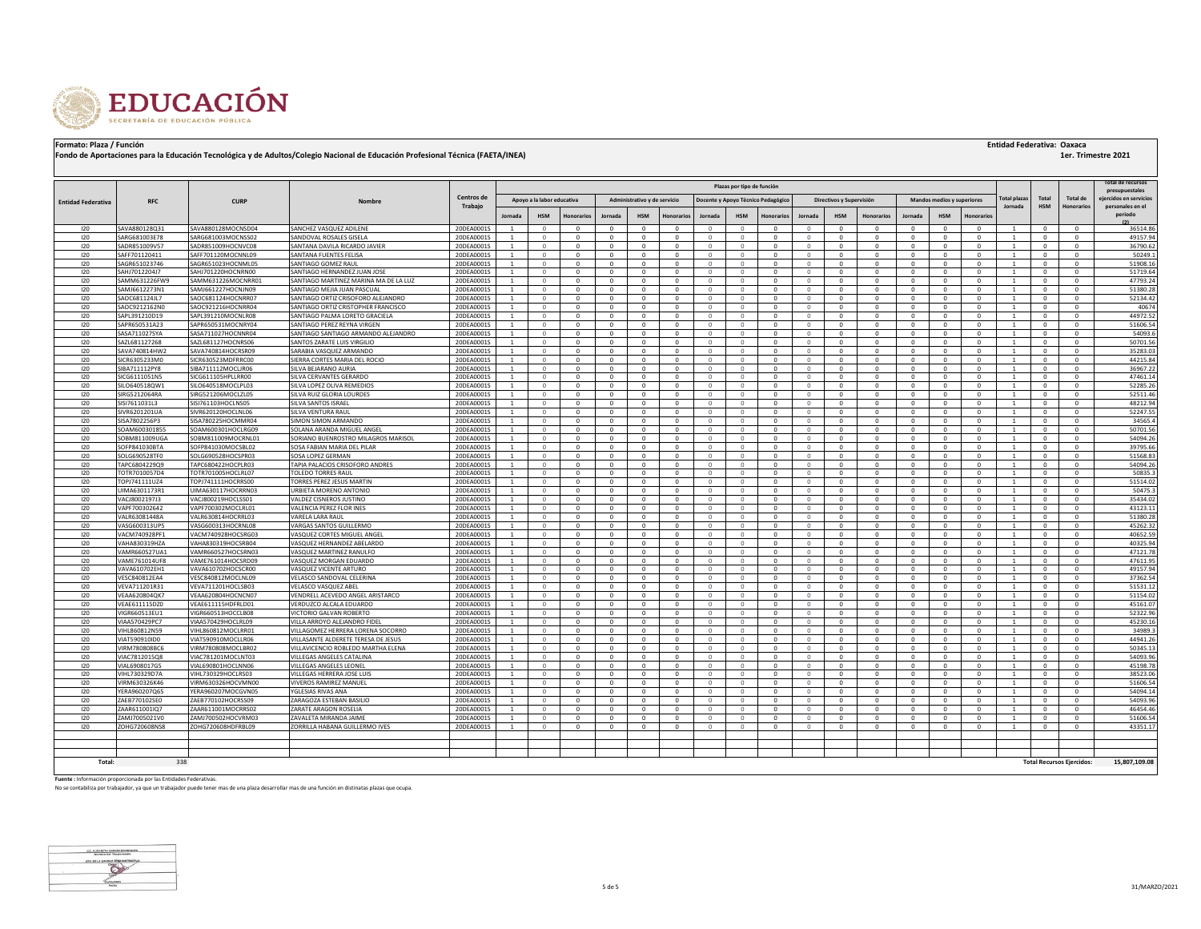**Formato: Plaza / Función**

**Fondo de Aportaciones para la Educación Tecnológica y de Adultos/Colegio Nacional de Educación Profesional Técnica (FAETA/INEA)**

**Entidad Federativa: Oaxaca**

**1er. Trimestre 2021**

| Entidad Federativa | RFC | CURP | Nombre | Centros de Trabajo | Apoyo a la labor educativa | | | Administrativo y de servicio | | | Docente y Apoyo Técnico Pedagógico | | | Directivos y Supervisión | | | Mandos medios y superiores | | | Total plazas Jornada | Total HSM | Total de Honorarios | Total de recursos presupuestales ejercidos en servicios personales en el periodo (2) |
|---|---|---|---|---|---|---|---|---|---|---|---|---|---|---|---|---|---|---|---|---|---|---|---|
| | | | | | Jornada | HSM | Honorarios | Jornada | HSM | Honorarios | Jornada | HSM | Honorarios | Jornada | HSM | Honorarios | Jornada | HSM | Honorarios | | | | |
| I20 | SAVA880128Q31 | SAVA880128MOCNSD04 | SANCHEZ VASQUEZ ADILENE | 20DEA0001S | 1 | 0 | 0 | 0 | 0 | 0 | 0 | 0 | 0 | 0 | 0 | 0 | 0 | 0 | 0 | 1 | 0 | 0 | 36514.86 |
| I20 | SARG681003E78 | SARG681003MOCNSS02 | SANDOVAL ROSALES GISELA | 20DEA0001S | 1 | 0 | 0 | 0 | 0 | 0 | 0 | 0 | 0 | 0 | 0 | 0 | 0 | 0 | 0 | 1 | 0 | 0 | 49157.94 |
| I20 | SADR851009V57 | SADR851009HOCNVC08 | SANTANA DAVILA RICARDO JAVIER | 20DEA0001S | 1 | 0 | 0 | 0 | 0 | 0 | 0 | 0 | 0 | 0 | 0 | 0 | 0 | 0 | 0 | 1 | 0 | 0 | 36790.62 |
| I20 | SAFF701120411 | SAFF701120MOCNNL09 | SANTANA FUENTES FELISA | 20DEA0001S | 1 | 0 | 0 | 0 | 0 | 0 | 0 | 0 | 0 | 0 | 0 | 0 | 0 | 0 | 0 | 1 | 0 | 0 | 50249.1 |
| I20 | SAGR651023746 | SAGR651023HOCNML05 | SANTIAGO GOMEZ RAUL | 20DEA0001S | 1 | 0 | 0 | 0 | 0 | 0 | 0 | 0 | 0 | 0 | 0 | 0 | 0 | 0 | 0 | 1 | 0 | 0 | 51908.16 |
| I20 | SAHJ7012204J7 | SAHJ701220HOCNRN00 | SANTIAGO HERNANDEZ JUAN JOSE | 20DEA0001S | 1 | 0 | 0 | 0 | 0 | 0 | 0 | 0 | 0 | 0 | 0 | 0 | 0 | 0 | 0 | 1 | 0 | 0 | 51719.64 |
| I20 | SAMM631226FW9 | SAMM631226MOCNRR01 | SANTIAGO MARTINEZ MARINA MA DE LA LUZ | 20DEA0001S | 1 | 0 | 0 | 0 | 0 | 0 | 0 | 0 | 0 | 0 | 0 | 0 | 0 | 0 | 0 | 1 | 0 | 0 | 47793.24 |
| I20 | SAMJ6612273N1 | SAMJ661227HOCNJN09 | SANTIAGO MEJIA JUAN PASCUAL | 20DEA0001S | 1 | 0 | 0 | 0 | 0 | 0 | 0 | 0 | 0 | 0 | 0 | 0 | 0 | 0 | 0 | 1 | 0 | 0 | 51380.28 |
| I20 | SAOC681124JL7 | SAOC681124HOCNRR07 | SANTIAGO ORTIZ CRISOFORO ALEJANDRO | 20DEA0001S | 1 | 0 | 0 | 0 | 0 | 0 | 0 | 0 | 0 | 0 | 0 | 0 | 0 | 0 | 0 | 1 | 0 | 0 | 52134.42 |
| I20 | SAOC9212162N0 | SAOC921216HOCNRR04 | SANTIAGO ORTIZ CRISTOPHER FRANCISCO | 20DEA0001S | 1 | 0 | 0 | 0 | 0 | 0 | 0 | 0 | 0 | 0 | 0 | 0 | 0 | 0 | 0 | 1 | 0 | 0 | 40674 |
| I20 | SAPL391210D19 | SAPL391210MOCNLR08 | SANTIAGO PALMA LORETO GRACIELA | 20DEA0001S | 1 | 0 | 0 | 0 | 0 | 0 | 0 | 0 | 0 | 0 | 0 | 0 | 0 | 0 | 0 | 1 | 0 | 0 | 44972.52 |
| I20 | SAPR650531A23 | SAPR650531MOCNRY04 | SANTIAGO PEREZ REYNA VIRGEN | 20DEA0001S | 1 | 0 | 0 | 0 | 0 | 0 | 0 | 0 | 0 | 0 | 0 | 0 | 0 | 0 | 0 | 1 | 0 | 0 | 51606.54 |
| I20 | SASA711027SYA | SASA711027HOCNNR04 | SANTIAGO SANTIAGO ARMANDO ALEJANDRO | 20DEA0001S | 1 | 0 | 0 | 0 | 0 | 0 | 0 | 0 | 0 | 0 | 0 | 0 | 0 | 0 | 0 | 1 | 0 | 0 | 54093.6 |
| I20 | SAZL681127268 | SAZL681127HOCNRS06 | SANTOS ZARATE LUIS VIRGILIO | 20DEA0001S | 1 | 0 | 0 | 0 | 0 | 0 | 0 | 0 | 0 | 0 | 0 | 0 | 0 | 0 | 0 | 1 | 0 | 0 | 50701.56 |
| I20 | SAVA740814HW2 | SAVA740814HOCRSR09 | SARABIA VASQUEZ ARMANDO | 20DEA0001S | 1 | 0 | 0 | 0 | 0 | 0 | 0 | 0 | 0 | 0 | 0 | 0 | 0 | 0 | 0 | 1 | 0 | 0 | 35283.03 |
| I20 | SICR6305233M0 | SICR630523MDFRRC00 | SIERRA CORTES MARIA DEL ROCIO | 20DEA0001S | 1 | 0 | 0 | 0 | 0 | 0 | 0 | 0 | 0 | 0 | 0 | 0 | 0 | 0 | 0 | 1 | 0 | 0 | 44215.84 |
| I20 | SIBA711112PY8 | SIBA711112MOCLJR06 | SILVA BEJARANO AURIA | 20DEA0001S | 1 | 0 | 0 | 0 | 0 | 0 | 0 | 0 | 0 | 0 | 0 | 0 | 0 | 0 | 0 | 1 | 0 | 0 | 36967.22 |
| I20 | SICG6111051N5 | SICG611105HPLLRR00 | SILVA CERVANTES GERARDO | 20DEA0001S | 1 | 0 | 0 | 0 | 0 | 0 | 0 | 0 | 0 | 0 | 0 | 0 | 0 | 0 | 0 | 1 | 0 | 0 | 47461.14 |
| I20 | SILO640518QW1 | SILO640518MOCLPL03 | SILVA LOPEZ OLIVA REMEDIOS | 20DEA0001S | 1 | 0 | 0 | 0 | 0 | 0 | 0 | 0 | 0 | 0 | 0 | 0 | 0 | 0 | 0 | 1 | 0 | 0 | 52285.26 |
| I20 | SIRG5212064RA | SIRG521206MOCLZL05 | SILVA RUIZ GLORIA LOURDES | 20DEA0001S | 1 | 0 | 0 | 0 | 0 | 0 | 0 | 0 | 0 | 0 | 0 | 0 | 0 | 0 | 0 | 1 | 0 | 0 | 52511.46 |
| I20 | SISI7611031L3 | SISI761103HOCLNS05 | SILVA SANTOS ISRAEL | 20DEA0001S | 1 | 0 | 0 | 0 | 0 | 0 | 0 | 0 | 0 | 0 | 0 | 0 | 0 | 0 | 0 | 1 | 0 | 0 | 48212.94 |
| I20 | SIVR6201201UA | SIVR620120HOCLNL06 | SILVA VENTURA RAUL | 20DEA0001S | 1 | 0 | 0 | 0 | 0 | 0 | 0 | 0 | 0 | 0 | 0 | 0 | 0 | 0 | 0 | 1 | 0 | 0 | 52247.55 |
| I20 | SISA7802256P3 | SISA780225HOCMMR04 | SIMON SIMON ARMANDO | 20DEA0001S | 1 | 0 | 0 | 0 | 0 | 0 | 0 | 0 | 0 | 0 | 0 | 0 | 0 | 0 | 0 | 1 | 0 | 0 | 34565.4 |
| I20 | SOAM600301855 | SOAM600301HOCLRG09 | SOLANA ARANDA MIGUEL ANGEL | 20DEA0001S | 1 | 0 | 0 | 0 | 0 | 0 | 0 | 0 | 0 | 0 | 0 | 0 | 0 | 0 | 0 | 1 | 0 | 0 | 50701.56 |
| I20 | SOBM811009UGA | SOBM811009MOCRNL01 | SORIANO BUENROSTRO MILAGROS MARISOL | 20DEA0001S | 1 | 0 | 0 | 0 | 0 | 0 | 0 | 0 | 0 | 0 | 0 | 0 | 0 | 0 | 0 | 1 | 0 | 0 | 54094.26 |
| I20 | SOFP841030BTA | SOFP841030MOCSBL02 | SOSA FABIAN MARIA DEL PILAR | 20DEA0001S | 1 | 0 | 0 | 0 | 0 | 0 | 0 | 0 | 0 | 0 | 0 | 0 | 0 | 0 | 0 | 1 | 0 | 0 | 39795.66 |
| I20 | SOLG690528TF0 | SOLG690528HOCSPR03 | SOSA LOPEZ GERMAN | 20DEA0001S | 1 | 0 | 0 | 0 | 0 | 0 | 0 | 0 | 0 | 0 | 0 | 0 | 0 | 0 | 0 | 1 | 0 | 0 | 51568.83 |
| I20 | TAPC6804229Q9 | TAPC680422HOCPLR03 | TAPIA PALACIOS CRISOFORO ANDRES | 20DEA0001S | 1 | 0 | 0 | 0 | 0 | 0 | 0 | 0 | 0 | 0 | 0 | 0 | 0 | 0 | 0 | 1 | 0 | 0 | 54094.26 |
| I20 | TOTR7010057D4 | TOTR701005HOCLRL07 | TOLEDO TORRES RAUL | 20DEA0001S | 1 | 0 | 0 | 0 | 0 | 0 | 0 | 0 | 0 | 0 | 0 | 0 | 0 | 0 | 0 | 1 | 0 | 0 | 50835.3 |
| I20 | TOPJ741111UZ4 | TOPJ741111HOCRRS00 | TORRES PEREZ JESUS MARTIN | 20DEA0001S | 1 | 0 | 0 | 0 | 0 | 0 | 0 | 0 | 0 | 0 | 0 | 0 | 0 | 0 | 0 | 1 | 0 | 0 | 51514.02 |
| I20 | UIMA6301173R1 | UIMA630117HOCRRN03 | URBIETA MORENO ANTONIO | 20DEA0001S | 1 | 0 | 0 | 0 | 0 | 0 | 0 | 0 | 0 | 0 | 0 | 0 | 0 | 0 | 0 | 1 | 0 | 0 | 50475.3 |
| I20 | VACJ8002197J3 | VACJ800219HOCLSS01 | VALDEZ CISNEROS JUSTINO | 20DEA0001S | 1 | 0 | 0 | 0 | 0 | 0 | 0 | 0 | 0 | 0 | 0 | 0 | 0 | 0 | 0 | 1 | 0 | 0 | 35434.02 |
| I20 | VAPF700302642 | VAPF700302MOCLRL01 | VALENCIA PEREZ FLOR INES | 20DEA0001S | 1 | 0 | 0 | 0 | 0 | 0 | 0 | 0 | 0 | 0 | 0 | 0 | 0 | 0 | 0 | 1 | 0 | 0 | 43123.11 |
| I20 | VALR63081448A | VALR630814HOCRRL03 | VARELA LARA RAUL | 20DEA0001S | 1 | 0 | 0 | 0 | 0 | 0 | 0 | 0 | 0 | 0 | 0 | 0 | 0 | 0 | 0 | 1 | 0 | 0 | 51380.28 |
| I20 | VASG600313UP5 | VASG600313HOCRNL08 | VARGAS SANTOS GUILLERMO | 20DEA0001S | 1 | 0 | 0 | 0 | 0 | 0 | 0 | 0 | 0 | 0 | 0 | 0 | 0 | 0 | 0 | 1 | 0 | 0 | 45262.32 |
| I20 | VACM740928PF1 | VACM740928HOCSRG03 | VASQUEZ CORTES MIGUEL ANGEL | 20DEA0001S | 1 | 0 | 0 | 0 | 0 | 0 | 0 | 0 | 0 | 0 | 0 | 0 | 0 | 0 | 0 | 1 | 0 | 0 | 40652.59 |
| I20 | VAHA830319HZA | VAHA830319HOCSRB04 | VASQUEZ HERNANDEZ ABELARDO | 20DEA0001S | 1 | 0 | 0 | 0 | 0 | 0 | 0 | 0 | 0 | 0 | 0 | 0 | 0 | 0 | 0 | 1 | 0 | 0 | 40325.94 |
| I20 | VAMR660527UA1 | VAMR660527HOCSRN03 | VASQUEZ MARTINEZ RANULFO | 20DEA0001S | 1 | 0 | 0 | 0 | 0 | 0 | 0 | 0 | 0 | 0 | 0 | 0 | 0 | 0 | 0 | 1 | 0 | 0 | 47121.78 |
| I20 | VAME761014UF8 | VAME761014HOCSRD09 | VASQUEZ MORGAN EDUARDO | 20DEA0001S | 1 | 0 | 0 | 0 | 0 | 0 | 0 | 0 | 0 | 0 | 0 | 0 | 0 | 0 | 0 | 1 | 0 | 0 | 47611.95 |
| I20 | VAVA610702EH1 | VAVA610702HOCSCR00 | VASQUEZ VICENTE ARTURO | 20DEA0001S | 1 | 0 | 0 | 0 | 0 | 0 | 0 | 0 | 0 | 0 | 0 | 0 | 0 | 0 | 0 | 1 | 0 | 0 | 49157.94 |
| I20 | VESC840812EA4 | VESC840812MOCLNL09 | VELASCO SANDOVAL CELERINA | 20DEA0001S | 1 | 0 | 0 | 0 | 0 | 0 | 0 | 0 | 0 | 0 | 0 | 0 | 0 | 0 | 0 | 1 | 0 | 0 | 37362.54 |
| I20 | VEVA711201R31 | VEVA711201HOCLSB03 | VELASCO VASQUEZ ABEL | 20DEA0001S | 1 | 0 | 0 | 0 | 0 | 0 | 0 | 0 | 0 | 0 | 0 | 0 | 0 | 0 | 0 | 1 | 0 | 0 | 51531.12 |
| I20 | VEAA620804QK7 | VEAA620804HOCNCN07 | VENDRELL ACEVEDO ANGEL ARISTARCO | 20DEA0001S | 1 | 0 | 0 | 0 | 0 | 0 | 0 | 0 | 0 | 0 | 0 | 0 | 0 | 0 | 0 | 1 | 0 | 0 | 51154.02 |
| I20 | VEAE611115DZ0 | VEAE611115HDFRLD01 | VERDUZCO ALCALA EDUARDO | 20DEA0001S | 1 | 0 | 0 | 0 | 0 | 0 | 0 | 0 | 0 | 0 | 0 | 0 | 0 | 0 | 0 | 1 | 0 | 0 | 45161.07 |
| I20 | VIGR660513EU1 | VIGR660513HOCCLB08 | VICTORIO GALVAN ROBERTO | 20DEA0001S | 1 | 0 | 0 | 0 | 0 | 0 | 0 | 0 | 0 | 0 | 0 | 0 | 0 | 0 | 0 | 1 | 0 | 0 | 52322.96 |
| I20 | VIAA570429PC7 | VIAA570429HOCLRL09 | VILLA ARROYO ALEJANDRO FIDEL | 20DEA0001S | 1 | 0 | 0 | 0 | 0 | 0 | 0 | 0 | 0 | 0 | 0 | 0 | 0 | 0 | 0 | 1 | 0 | 0 | 45230.16 |
| I20 | VIHL860812N59 | VIHL860812MOCLRR01 | VILLAGOMEZ HERRERA LORENA SOCORRO | 20DEA0001S | 1 | 0 | 0 | 0 | 0 | 0 | 0 | 0 | 0 | 0 | 0 | 0 | 0 | 0 | 0 | 1 | 0 | 0 | 34989.3 |
| I20 | VIAT590910ID0 | VIAT590910MOCLLR06 | VILLASANTE ALDERETE TERESA DE JESUS | 20DEA0001S | 1 | 0 | 0 | 0 | 0 | 0 | 0 | 0 | 0 | 0 | 0 | 0 | 0 | 0 | 0 | 1 | 0 | 0 | 44941.26 |
| I20 | VIRM780808BC6 | VIRM780808MOCLBR02 | VILLAVICENCIO ROBLEDO MARTHA ELENA | 20DEA0001S | 1 | 0 | 0 | 0 | 0 | 0 | 0 | 0 | 0 | 0 | 0 | 0 | 0 | 0 | 0 | 1 | 0 | 0 | 50345.13 |
| I20 | VIAC781201SQ8 | VIAC781201MOCLNT03 | VILLEGAS ANGELES CATALINA | 20DEA0001S | 1 | 0 | 0 | 0 | 0 | 0 | 0 | 0 | 0 | 0 | 0 | 0 | 0 | 0 | 0 | 1 | 0 | 0 | 54093.96 |
| I20 | VIAL6908017G5 | VIAL690801HOCLNN06 | VILLEGAS ANGELES LEONEL | 20DEA0001S | 1 | 0 | 0 | 0 | 0 | 0 | 0 | 0 | 0 | 0 | 0 | 0 | 0 | 0 | 0 | 1 | 0 | 0 | 45198.78 |
| I20 | VIHL730329D7A | VIHL730329HOCLRS03 | VILLEGAS HERRERA JOSE LUIS | 20DEA0001S | 1 | 0 | 0 | 0 | 0 | 0 | 0 | 0 | 0 | 0 | 0 | 0 | 0 | 0 | 0 | 1 | 0 | 0 | 38523.06 |
| I20 | VIRM630326K46 | VIRM630326HOCVMN00 | VIVEROS RAMIREZ MANUEL | 20DEA0001S | 1 | 0 | 0 | 0 | 0 | 0 | 0 | 0 | 0 | 0 | 0 | 0 | 0 | 0 | 0 | 1 | 0 | 0 | 51606.54 |
| I20 | YERA960207Q65 | YERA960207MOCGVN05 | YGLESIAS RIVAS ANA | 20DEA0001S | 1 | 0 | 0 | 0 | 0 | 0 | 0 | 0 | 0 | 0 | 0 | 0 | 0 | 0 | 0 | 1 | 0 | 0 | 54094.14 |
| I20 | ZAEB770102SE0 | ZAEB770102HOCRSS09 | ZARAGOZA ESTEBAN BASILIO | 20DEA0001S | 1 | 0 | 0 | 0 | 0 | 0 | 0 | 0 | 0 | 0 | 0 | 0 | 0 | 0 | 0 | 1 | 0 | 0 | 54093.96 |
| I20 | ZAAR611001IQ7 | ZAAR611001MOCRRS02 | ZARATE ARAGON ROSELIA | 20DEA0001S | 1 | 0 | 0 | 0 | 0 | 0 | 0 | 0 | 0 | 0 | 0 | 0 | 0 | 0 | 0 | 1 | 0 | 0 | 46454.46 |
| I20 | ZAMJ7005021V0 | ZAMJ700502HOCVRM03 | ZAVALETA MIRANDA JAIME | 20DEA0001S | 1 | 0 | 0 | 0 | 0 | 0 | 0 | 0 | 0 | 0 | 0 | 0 | 0 | 0 | 0 | 1 | 0 | 0 | 51606.54 |
| I20 | ZOHG720608NS8 | ZOHG720608HDFRBL09 | ZORRILLA HABANA GUILLERMO IVES | 20DEA0001S | 1 | 0 | 0 | 0 | 0 | 0 | 0 | 0 | 0 | 0 | 0 | 0 | 0 | 0 | 0 | 1 | 0 | 0 | 43351.17 |
| Total: | 338 | | | | | | | | | | | | | | | | | | | | | Total Recursos Ejercidos: | 15,807,109.08 |

**Fuente :** Información proporcionada por las Entidades Federativas.

No se contabiliza por trabajador, ya que un trabajador puede tener mas de una plaza desarrollar mas de una función en distintas plazas que ocupa.

31/MARZO/2021